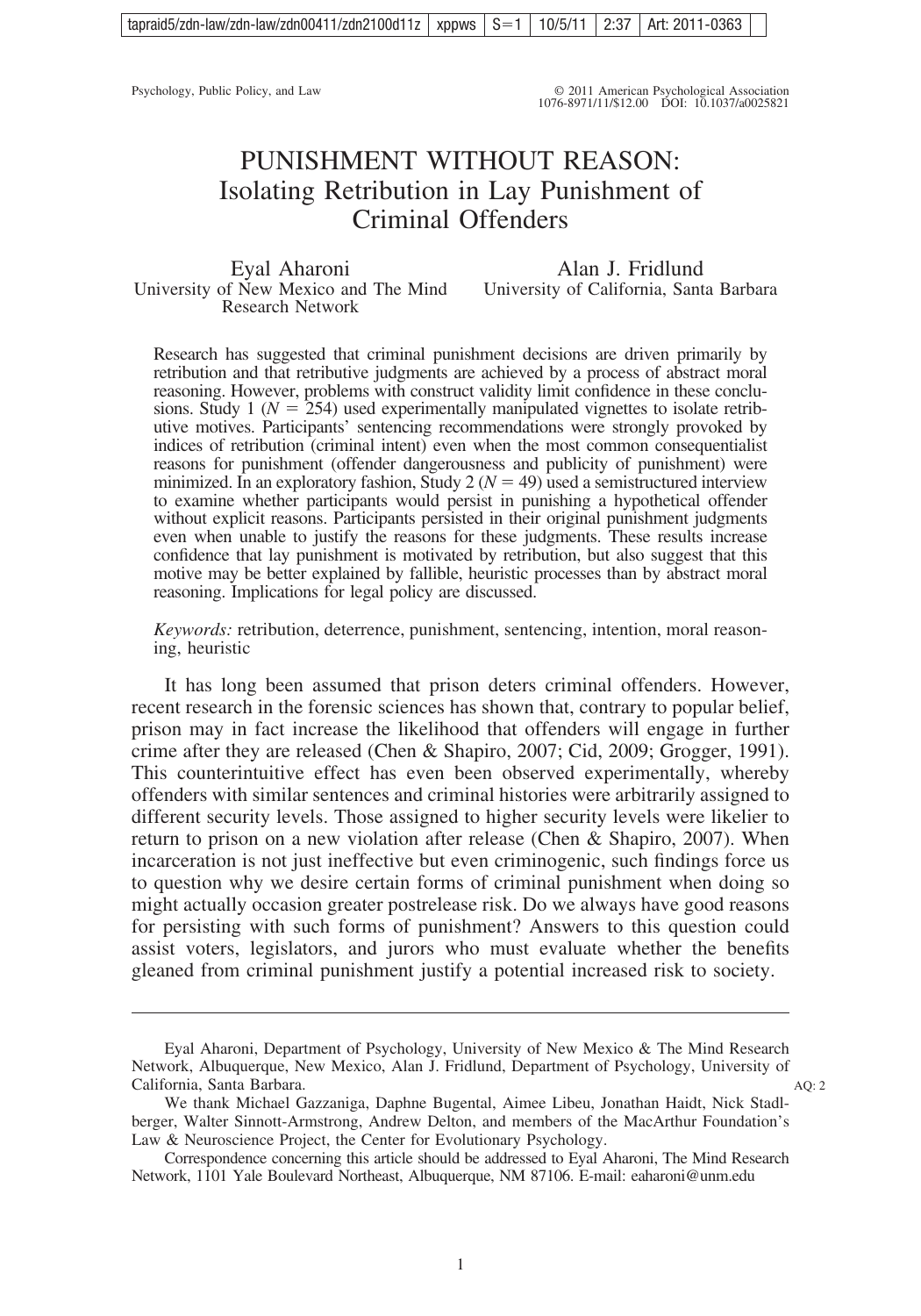# PUNISHMENT WITHOUT REASON: Isolating Retribution in Lay Punishment of Criminal Offenders

Eyal Aharoni
University of New Mexico and The Mind Research Network

Alan J. Fridlund
University of California, Santa Barbara

Research has suggested that criminal punishment decisions are driven primarily by retribution and that retributive judgments are achieved by a process of abstract moral reasoning. However, problems with construct validity limit confidence in these conclusions. Study 1 ($N = 254$) used experimentally manipulated vignettes to isolate retributive motives. Participants' sentencing recommendations were strongly provoked by indices of retribution (criminal intent) even when the most common consequentialist reasons for punishment (offender dangerousness and publicity of punishment) were minimized. In an exploratory fashion, Study 2 ($N = 49$) used a semistructured interview to examine whether participants would persist in punishing a hypothetical offender without explicit reasons. Participants persisted in their original punishment judgments even when unable to justify the reasons for these judgments. These results increase confidence that lay punishment is motivated by retribution, but also suggest that this motive may be better explained by fallible, heuristic processes than by abstract moral reasoning. Implications for legal policy are discussed.

*Keywords:* retribution, deterrence, punishment, sentencing, intention, moral reasoning, heuristic

It has long been assumed that prison deters criminal offenders. However, recent research in the forensic sciences has shown that, contrary to popular belief, prison may in fact increase the likelihood that offenders will engage in further crime after they are released (Chen & Shapiro, 2007; Cid, 2009; Grogger, 1991). This counterintuitive effect has even been observed experimentally, whereby offenders with similar sentences and criminal histories were arbitrarily assigned to different security levels. Those assigned to higher security levels were likelier to return to prison on a new violation after release (Chen & Shapiro, 2007). When incarceration is not just ineffective but even criminogenic, such findings force us to question why we desire certain forms of criminal punishment when doing so might actually occasion greater postrelease risk. Do we always have good reasons for persisting with such forms of punishment? Answers to this question could assist voters, legislators, and jurors who must evaluate whether the benefits gleaned from criminal punishment justify a potential increased risk to society.

---

Eyal Aharoni, Department of Psychology, University of New Mexico & The Mind Research Network, Albuquerque, New Mexico, Alan J. Fridlund, Department of Psychology, University of California, Santa Barbara.

We thank Michael Gazzaniga, Daphne Bugental, Aimee Libeu, Jonathan Haidt, Nick Stadlberger, Walter Sinnott-Armstrong, Andrew Delton, and members of the MacArthur Foundation's Law & Neuroscience Project, the Center for Evolutionary Psychology.

Correspondence concerning this article should be addressed to Eyal Aharoni, The Mind Research Network, 1101 Yale Boulevard Northeast, Albuquerque, NM 87106. E-mail: eaharoni@unm.edu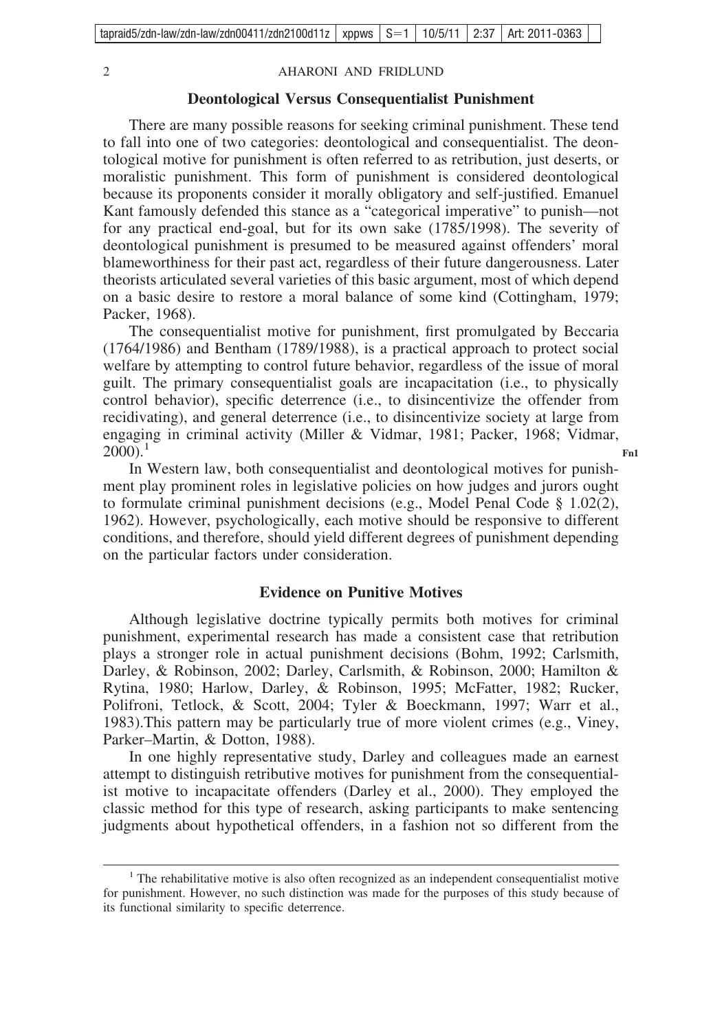## Deontological Versus Consequentialist Punishment

There are many possible reasons for seeking criminal punishment. These tend to fall into one of two categories: deontological and consequentialist. The deontological motive for punishment is often referred to as retribution, just deserts, or moralistic punishment. This form of punishment is considered deontological because its proponents consider it morally obligatory and self-justified. Emanuel Kant famously defended this stance as a "categorical imperative" to punish—not for any practical end-goal, but for its own sake (1785/1998). The severity of deontological punishment is presumed to be measured against offenders' moral blameworthiness for their past act, regardless of their future dangerousness. Later theorists articulated several varieties of this basic argument, most of which depend on a basic desire to restore a moral balance of some kind (Cottingham, 1979; Packer, 1968).

The consequentialist motive for punishment, first promulgated by Beccaria (1764/1986) and Bentham (1789/1988), is a practical approach to protect social welfare by attempting to control future behavior, regardless of the issue of moral guilt. The primary consequentialist goals are incapacitation (i.e., to physically control behavior), specific deterrence (i.e., to disincentivize the offender from recidivating), and general deterrence (i.e., to disincentivize society at large from engaging in criminal activity (Miller & Vidmar, 1981; Packer, 1968; Vidmar, 2000).[1]

In Western law, both consequentialist and deontological motives for punishment play prominent roles in legislative policies on how judges and jurors ought to formulate criminal punishment decisions (e.g., Model Penal Code § 1.02(2), 1962). However, psychologically, each motive should be responsive to different conditions, and therefore, should yield different degrees of punishment depending on the particular factors under consideration.

## Evidence on Punitive Motives

Although legislative doctrine typically permits both motives for criminal punishment, experimental research has made a consistent case that retribution plays a stronger role in actual punishment decisions (Bohm, 1992; Carlsmith, Darley, & Robinson, 2002; Darley, Carlsmith, & Robinson, 2000; Hamilton & Rytina, 1980; Harlow, Darley, & Robinson, 1995; McFatter, 1982; Rucker, Polifroni, Tetlock, & Scott, 2004; Tyler & Boeckmann, 1997; Warr et al., 1983).This pattern may be particularly true of more violent crimes (e.g., Viney, Parker–Martin, & Dotton, 1988).

In one highly representative study, Darley and colleagues made an earnest attempt to distinguish retributive motives for punishment from the consequentialist motive to incapacitate offenders (Darley et al., 2000). They employed the classic method for this type of research, asking participants to make sentencing judgments about hypothetical offenders, in a fashion not so different from the

[1] The rehabilitative motive is also often recognized as an independent consequentialist motive for punishment. However, no such distinction was made for the purposes of this study because of its functional similarity to specific deterrence.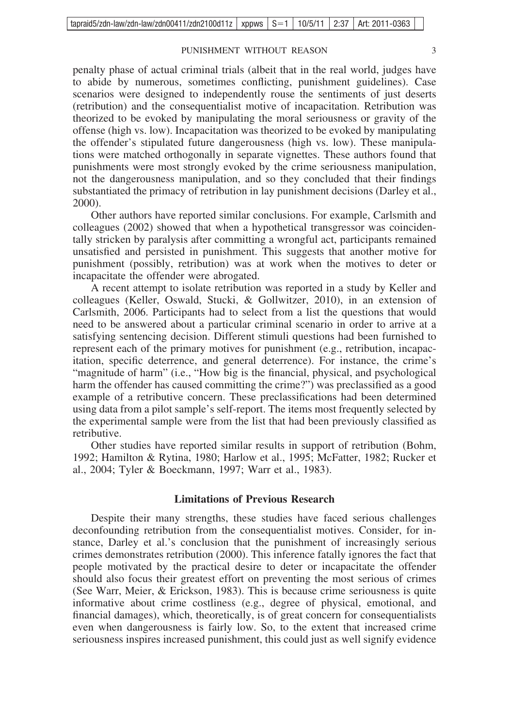penalty phase of actual criminal trials (albeit that in the real world, judges have to abide by numerous, sometimes conflicting, punishment guidelines). Case scenarios were designed to independently rouse the sentiments of just deserts (retribution) and the consequentialist motive of incapacitation. Retribution was theorized to be evoked by manipulating the moral seriousness or gravity of the offense (high vs. low). Incapacitation was theorized to be evoked by manipulating the offender's stipulated future dangerousness (high vs. low). These manipulations were matched orthogonally in separate vignettes. These authors found that punishments were most strongly evoked by the crime seriousness manipulation, not the dangerousness manipulation, and so they concluded that their findings substantiated the primacy of retribution in lay punishment decisions (Darley et al., 2000).

Other authors have reported similar conclusions. For example, Carlsmith and colleagues (2002) showed that when a hypothetical transgressor was coincidentally stricken by paralysis after committing a wrongful act, participants remained unsatisfied and persisted in punishment. This suggests that another motive for punishment (possibly, retribution) was at work when the motives to deter or incapacitate the offender were abrogated.

A recent attempt to isolate retribution was reported in a study by Keller and colleagues (Keller, Oswald, Stucki, & Gollwitzer, 2010), in an extension of Carlsmith, 2006. Participants had to select from a list the questions that would need to be answered about a particular criminal scenario in order to arrive at a satisfying sentencing decision. Different stimuli questions had been furnished to represent each of the primary motives for punishment (e.g., retribution, incapacitation, specific deterrence, and general deterrence). For instance, the crime's "magnitude of harm" (i.e., "How big is the financial, physical, and psychological harm the offender has caused committing the crime?") was preclassified as a good example of a retributive concern. These preclassifications had been determined using data from a pilot sample's self-report. The items most frequently selected by the experimental sample were from the list that had been previously classified as retributive.

Other studies have reported similar results in support of retribution (Bohm, 1992; Hamilton & Rytina, 1980; Harlow et al., 1995; McFatter, 1982; Rucker et al., 2004; Tyler & Boeckmann, 1997; Warr et al., 1983).

## Limitations of Previous Research

Despite their many strengths, these studies have faced serious challenges deconfounding retribution from the consequentialist motives. Consider, for instance, Darley et al.'s conclusion that the punishment of increasingly serious crimes demonstrates retribution (2000). This inference fatally ignores the fact that people motivated by the practical desire to deter or incapacitate the offender should also focus their greatest effort on preventing the most serious of crimes (See Warr, Meier, & Erickson, 1983). This is because crime seriousness is quite informative about crime costliness (e.g., degree of physical, emotional, and financial damages), which, theoretically, is of great concern for consequentialists even when dangerousness is fairly low. So, to the extent that increased crime seriousness inspires increased punishment, this could just as well signify evidence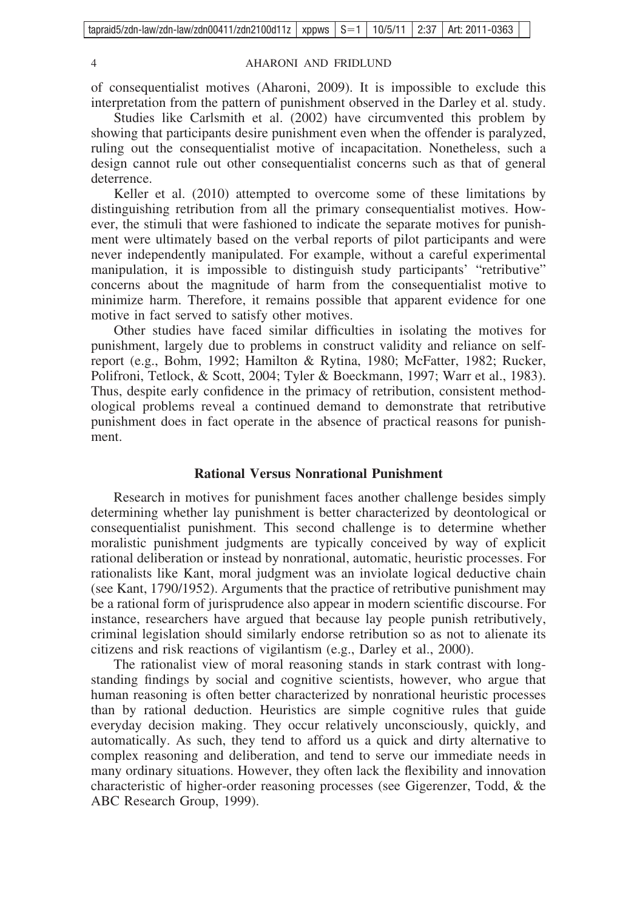of consequentialist motives (Aharoni, 2009). It is impossible to exclude this interpretation from the pattern of punishment observed in the Darley et al. study.

Studies like Carlsmith et al. (2002) have circumvented this problem by showing that participants desire punishment even when the offender is paralyzed, ruling out the consequentialist motive of incapacitation. Nonetheless, such a design cannot rule out other consequentialist concerns such as that of general deterrence.

Keller et al. (2010) attempted to overcome some of these limitations by distinguishing retribution from all the primary consequentialist motives. However, the stimuli that were fashioned to indicate the separate motives for punishment were ultimately based on the verbal reports of pilot participants and were never independently manipulated. For example, without a careful experimental manipulation, it is impossible to distinguish study participants' "retributive" concerns about the magnitude of harm from the consequentialist motive to minimize harm. Therefore, it remains possible that apparent evidence for one motive in fact served to satisfy other motives.

Other studies have faced similar difficulties in isolating the motives for punishment, largely due to problems in construct validity and reliance on self-report (e.g., Bohm, 1992; Hamilton & Rytina, 1980; McFatter, 1982; Rucker, Polifroni, Tetlock, & Scott, 2004; Tyler & Boeckmann, 1997; Warr et al., 1983). Thus, despite early confidence in the primacy of retribution, consistent methodological problems reveal a continued demand to demonstrate that retributive punishment does in fact operate in the absence of practical reasons for punishment.

## Rational Versus Nonrational Punishment

Research in motives for punishment faces another challenge besides simply determining whether lay punishment is better characterized by deontological or consequentialist punishment. This second challenge is to determine whether moralistic punishment judgments are typically conceived by way of explicit rational deliberation or instead by nonrational, automatic, heuristic processes. For rationalists like Kant, moral judgment was an inviolate logical deductive chain (see Kant, 1790/1952). Arguments that the practice of retributive punishment may be a rational form of jurisprudence also appear in modern scientific discourse. For instance, researchers have argued that because lay people punish retributively, criminal legislation should similarly endorse retribution so as not to alienate its citizens and risk reactions of vigilantism (e.g., Darley et al., 2000).

The rationalist view of moral reasoning stands in stark contrast with longstanding findings by social and cognitive scientists, however, who argue that human reasoning is often better characterized by nonrational heuristic processes than by rational deduction. Heuristics are simple cognitive rules that guide everyday decision making. They occur relatively unconsciously, quickly, and automatically. As such, they tend to afford us a quick and dirty alternative to complex reasoning and deliberation, and tend to serve our immediate needs in many ordinary situations. However, they often lack the flexibility and innovation characteristic of higher-order reasoning processes (see Gigerenzer, Todd, & the ABC Research Group, 1999).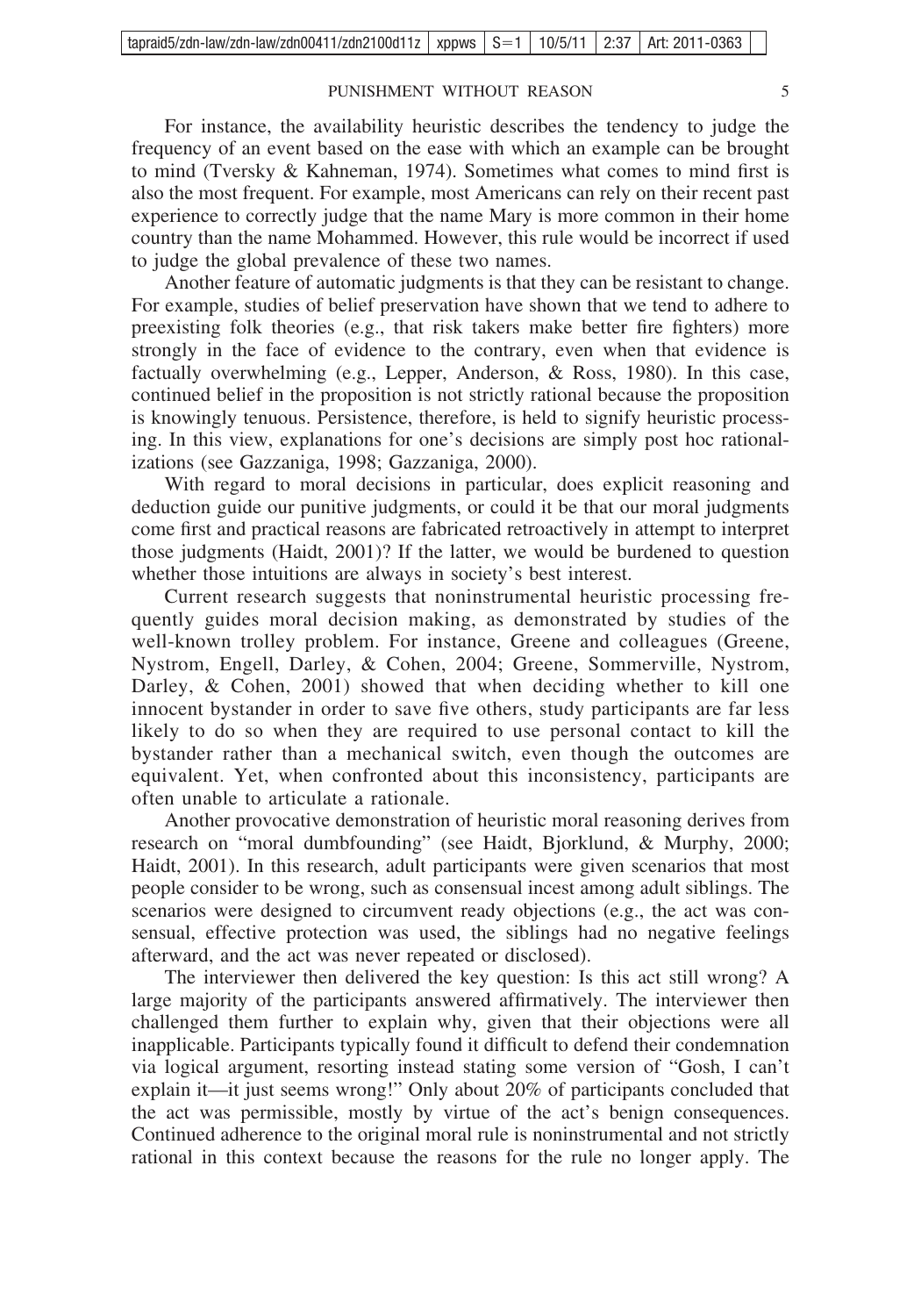For instance, the availability heuristic describes the tendency to judge the frequency of an event based on the ease with which an example can be brought to mind (Tversky & Kahneman, 1974). Sometimes what comes to mind first is also the most frequent. For example, most Americans can rely on their recent past experience to correctly judge that the name Mary is more common in their home country than the name Mohammed. However, this rule would be incorrect if used to judge the global prevalence of these two names.

Another feature of automatic judgments is that they can be resistant to change. For example, studies of belief preservation have shown that we tend to adhere to preexisting folk theories (e.g., that risk takers make better fire fighters) more strongly in the face of evidence to the contrary, even when that evidence is factually overwhelming (e.g., Lepper, Anderson, & Ross, 1980). In this case, continued belief in the proposition is not strictly rational because the proposition is knowingly tenuous. Persistence, therefore, is held to signify heuristic processing. In this view, explanations for one's decisions are simply post hoc rationalizations (see Gazzaniga, 1998; Gazzaniga, 2000).

With regard to moral decisions in particular, does explicit reasoning and deduction guide our punitive judgments, or could it be that our moral judgments come first and practical reasons are fabricated retroactively in attempt to interpret those judgments (Haidt, 2001)? If the latter, we would be burdened to question whether those intuitions are always in society's best interest.

Current research suggests that noninstrumental heuristic processing frequently guides moral decision making, as demonstrated by studies of the well-known trolley problem. For instance, Greene and colleagues (Greene, Nystrom, Engell, Darley, & Cohen, 2004; Greene, Sommerville, Nystrom, Darley, & Cohen, 2001) showed that when deciding whether to kill one innocent bystander in order to save five others, study participants are far less likely to do so when they are required to use personal contact to kill the bystander rather than a mechanical switch, even though the outcomes are equivalent. Yet, when confronted about this inconsistency, participants are often unable to articulate a rationale.

Another provocative demonstration of heuristic moral reasoning derives from research on "moral dumbfounding" (see Haidt, Bjorklund, & Murphy, 2000; Haidt, 2001). In this research, adult participants were given scenarios that most people consider to be wrong, such as consensual incest among adult siblings. The scenarios were designed to circumvent ready objections (e.g., the act was consensual, effective protection was used, the siblings had no negative feelings afterward, and the act was never repeated or disclosed).

The interviewer then delivered the key question: Is this act still wrong? A large majority of the participants answered affirmatively. The interviewer then challenged them further to explain why, given that their objections were all inapplicable. Participants typically found it difficult to defend their condemnation via logical argument, resorting instead stating some version of "Gosh, I can't explain it—it just seems wrong!" Only about 20% of participants concluded that the act was permissible, mostly by virtue of the act's benign consequences. Continued adherence to the original moral rule is noninstrumental and not strictly rational in this context because the reasons for the rule no longer apply. The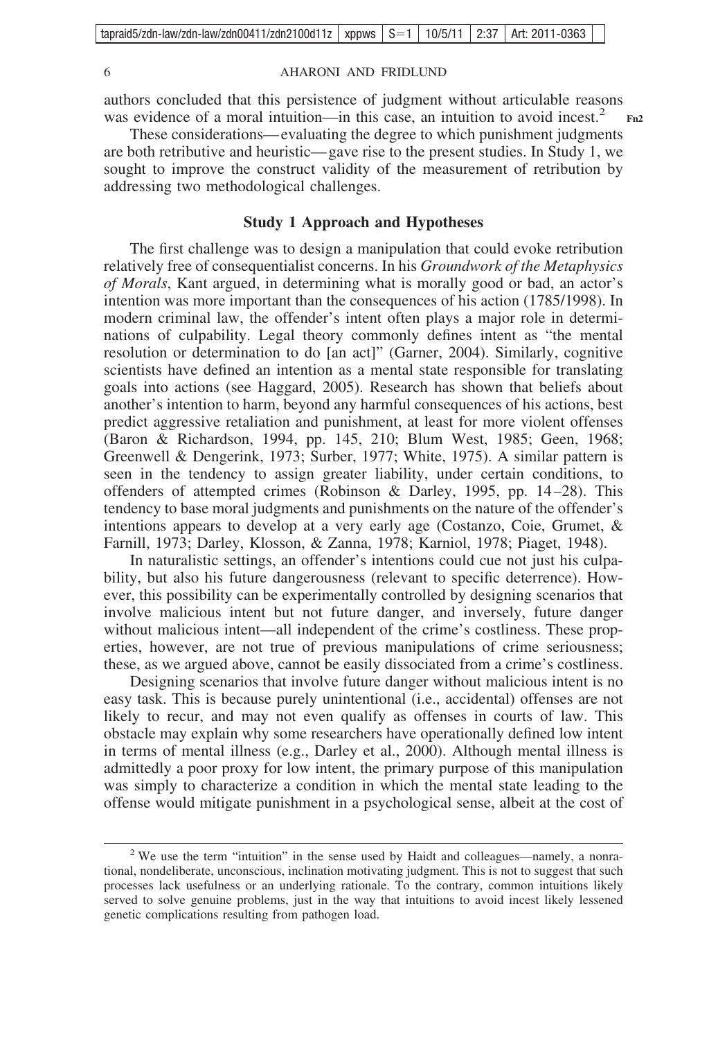authors concluded that this persistence of judgment without articulable reasons was evidence of a moral intuition—in this case, an intuition to avoid incest.[2]

These considerations—evaluating the degree to which punishment judgments are both retributive and heuristic—gave rise to the present studies. In Study 1, we sought to improve the construct validity of the measurement of retribution by addressing two methodological challenges.

## Study 1 Approach and Hypotheses

The first challenge was to design a manipulation that could evoke retribution relatively free of consequentialist concerns. In his *Groundwork of the Metaphysics of Morals*, Kant argued, in determining what is morally good or bad, an actor's intention was more important than the consequences of his action (1785/1998). In modern criminal law, the offender's intent often plays a major role in determinations of culpability. Legal theory commonly defines intent as "the mental resolution or determination to do [an act]" (Garner, 2004). Similarly, cognitive scientists have defined an intention as a mental state responsible for translating goals into actions (see Haggard, 2005). Research has shown that beliefs about another's intention to harm, beyond any harmful consequences of his actions, best predict aggressive retaliation and punishment, at least for more violent offenses (Baron & Richardson, 1994, pp. 145, 210; Blum West, 1985; Geen, 1968; Greenwell & Dengerink, 1973; Surber, 1977; White, 1975). A similar pattern is seen in the tendency to assign greater liability, under certain conditions, to offenders of attempted crimes (Robinson & Darley, 1995, pp. 14–28). This tendency to base moral judgments and punishments on the nature of the offender's intentions appears to develop at a very early age (Costanzo, Coie, Grumet, & Farnill, 1973; Darley, Klosson, & Zanna, 1978; Karniol, 1978; Piaget, 1948).

In naturalistic settings, an offender's intentions could cue not just his culpability, but also his future dangerousness (relevant to specific deterrence). However, this possibility can be experimentally controlled by designing scenarios that involve malicious intent but not future danger, and inversely, future danger without malicious intent—all independent of the crime's costliness. These properties, however, are not true of previous manipulations of crime seriousness; these, as we argued above, cannot be easily dissociated from a crime's costliness.

Designing scenarios that involve future danger without malicious intent is no easy task. This is because purely unintentional (i.e., accidental) offenses are not likely to recur, and may not even qualify as offenses in courts of law. This obstacle may explain why some researchers have operationally defined low intent in terms of mental illness (e.g., Darley et al., 2000). Although mental illness is admittedly a poor proxy for low intent, the primary purpose of this manipulation was simply to characterize a condition in which the mental state leading to the offense would mitigate punishment in a psychological sense, albeit at the cost of

[2] We use the term "intuition" in the sense used by Haidt and colleagues—namely, a nonrational, nondeliberate, unconscious, inclination motivating judgment. This is not to suggest that such processes lack usefulness or an underlying rationale. To the contrary, common intuitions likely served to solve genuine problems, just in the way that intuitions to avoid incest likely lessened genetic complications resulting from pathogen load.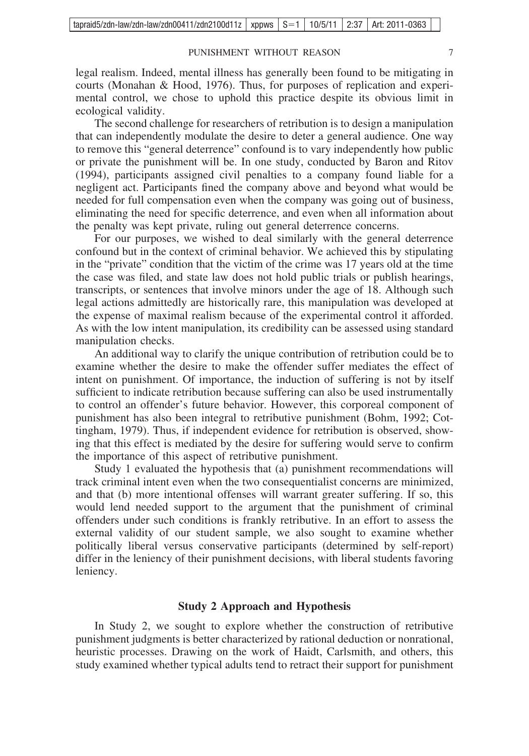legal realism. Indeed, mental illness has generally been found to be mitigating in courts (Monahan & Hood, 1976). Thus, for purposes of replication and experimental control, we chose to uphold this practice despite its obvious limit in ecological validity.

The second challenge for researchers of retribution is to design a manipulation that can independently modulate the desire to deter a general audience. One way to remove this "general deterrence" confound is to vary independently how public or private the punishment will be. In one study, conducted by Baron and Ritov (1994), participants assigned civil penalties to a company found liable for a negligent act. Participants fined the company above and beyond what would be needed for full compensation even when the company was going out of business, eliminating the need for specific deterrence, and even when all information about the penalty was kept private, ruling out general deterrence concerns.

For our purposes, we wished to deal similarly with the general deterrence confound but in the context of criminal behavior. We achieved this by stipulating in the "private" condition that the victim of the crime was 17 years old at the time the case was filed, and state law does not hold public trials or publish hearings, transcripts, or sentences that involve minors under the age of 18. Although such legal actions admittedly are historically rare, this manipulation was developed at the expense of maximal realism because of the experimental control it afforded. As with the low intent manipulation, its credibility can be assessed using standard manipulation checks.

An additional way to clarify the unique contribution of retribution could be to examine whether the desire to make the offender suffer mediates the effect of intent on punishment. Of importance, the induction of suffering is not by itself sufficient to indicate retribution because suffering can also be used instrumentally to control an offender's future behavior. However, this corporeal component of punishment has also been integral to retributive punishment (Bohm, 1992; Cottingham, 1979). Thus, if independent evidence for retribution is observed, showing that this effect is mediated by the desire for suffering would serve to confirm the importance of this aspect of retributive punishment.

Study 1 evaluated the hypothesis that (a) punishment recommendations will track criminal intent even when the two consequentialist concerns are minimized, and that (b) more intentional offenses will warrant greater suffering. If so, this would lend needed support to the argument that the punishment of criminal offenders under such conditions is frankly retributive. In an effort to assess the external validity of our student sample, we also sought to examine whether politically liberal versus conservative participants (determined by self-report) differ in the leniency of their punishment decisions, with liberal students favoring leniency.

## Study 2 Approach and Hypothesis

In Study 2, we sought to explore whether the construction of retributive punishment judgments is better characterized by rational deduction or nonrational, heuristic processes. Drawing on the work of Haidt, Carlsmith, and others, this study examined whether typical adults tend to retract their support for punishment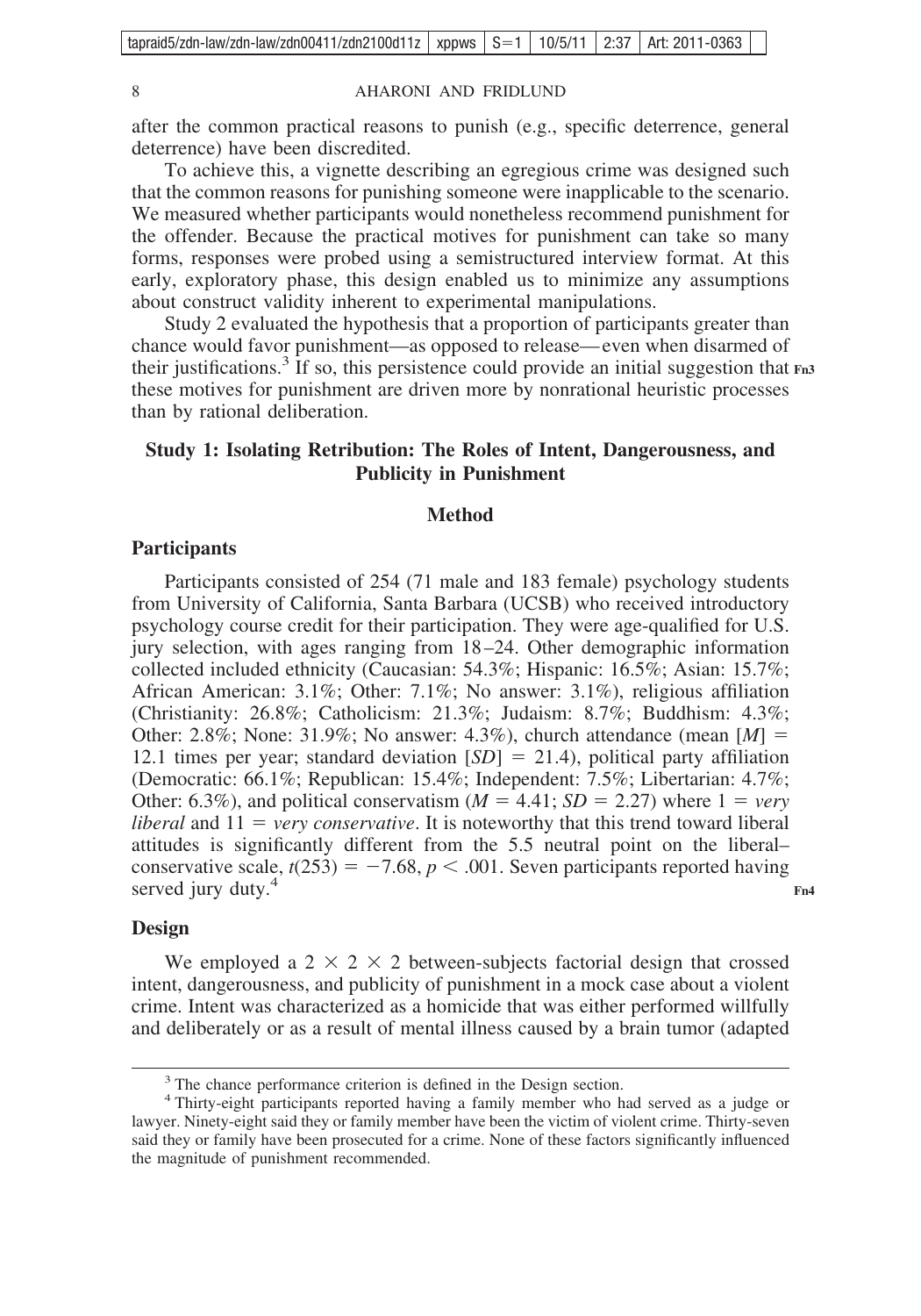after the common practical reasons to punish (e.g., specific deterrence, general deterrence) have been discredited.

To achieve this, a vignette describing an egregious crime was designed such that the common reasons for punishing someone were inapplicable to the scenario. We measured whether participants would nonetheless recommend punishment for the offender. Because the practical motives for punishment can take so many forms, responses were probed using a semistructured interview format. At this early, exploratory phase, this design enabled us to minimize any assumptions about construct validity inherent to experimental manipulations.

Study 2 evaluated the hypothesis that a proportion of participants greater than chance would favor punishment—as opposed to release—even when disarmed of their justifications.[3] If so, this persistence could provide an initial suggestion that these motives for punishment are driven more by nonrational heuristic processes than by rational deliberation.

## Study 1: Isolating Retribution: The Roles of Intent, Dangerousness, and Publicity in Punishment

### Method

#### Participants

Participants consisted of 254 (71 male and 183 female) psychology students from University of California, Santa Barbara (UCSB) who received introductory psychology course credit for their participation. They were age-qualified for U.S. jury selection, with ages ranging from 18–24. Other demographic information collected included ethnicity (Caucasian: 54.3%; Hispanic: 16.5%; Asian: 15.7%; African American: 3.1%; Other: 7.1%; No answer: 3.1%), religious affiliation (Christianity: 26.8%; Catholicism: 21.3%; Judaism: 8.7%; Buddhism: 4.3%; Other: 2.8%; None: 31.9%; No answer: 4.3%), church attendance (mean [$M$] = 12.1 times per year; standard deviation [$SD$] = 21.4), political party affiliation (Democratic: 66.1%; Republican: 15.4%; Independent: 7.5%; Libertarian: 4.7%; Other: 6.3%), and political conservatism ($M = 4.41$; $SD = 2.27$) where 1 = *very liberal* and 11 = *very conservative*. It is noteworthy that this trend toward liberal attitudes is significantly different from the 5.5 neutral point on the liberal–conservative scale, $t(253) = -7.68$, $p < .001$. Seven participants reported having served jury duty.[4]

#### Design

We employed a $2 \times 2 \times 2$ between-subjects factorial design that crossed intent, dangerousness, and publicity of punishment in a mock case about a violent crime. Intent was characterized as a homicide that was either performed willfully and deliberately or as a result of mental illness caused by a brain tumor (adapted

---

[3] The chance performance criterion is defined in the Design section.

[4] Thirty-eight participants reported having a family member who had served as a judge or lawyer. Ninety-eight said they or family member have been the victim of violent crime. Thirty-seven said they or family have been prosecuted for a crime. None of these factors significantly influenced the magnitude of punishment recommended.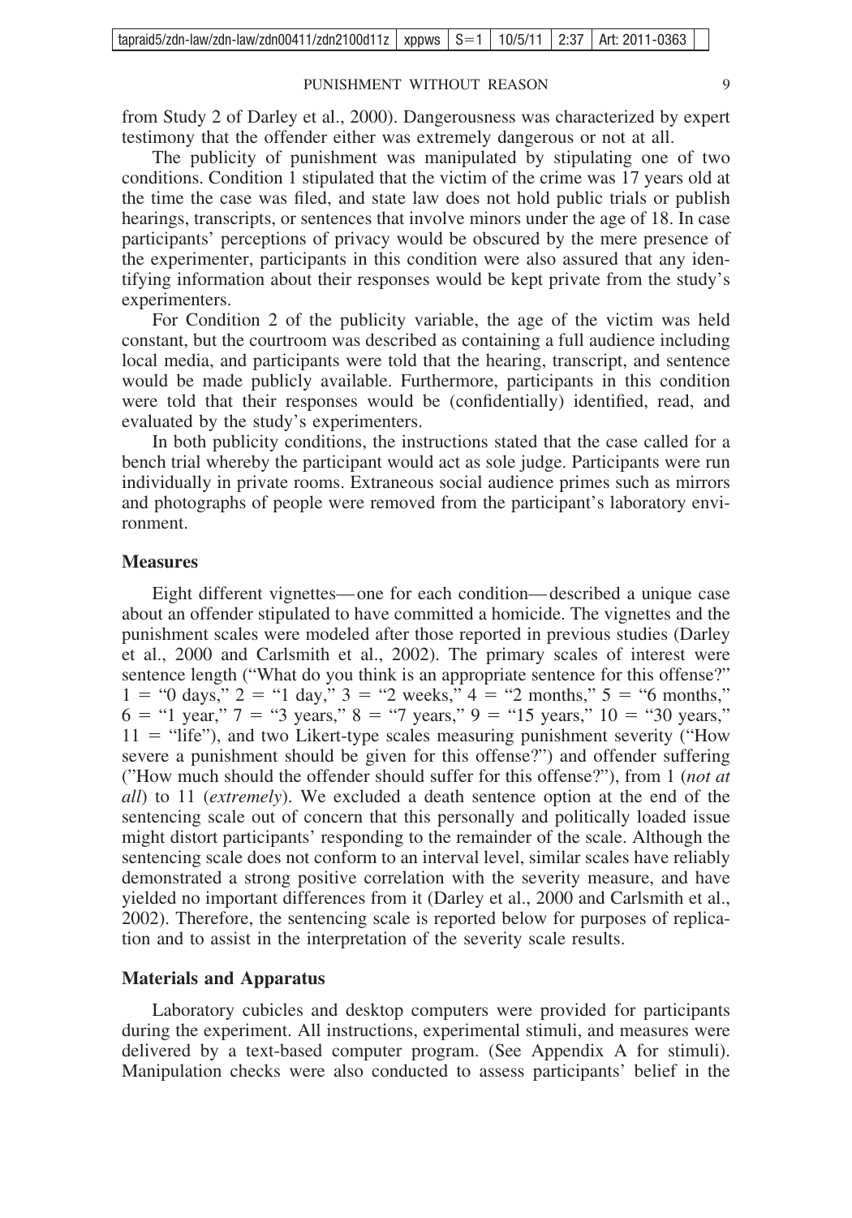from Study 2 of Darley et al., 2000). Dangerousness was characterized by expert testimony that the offender either was extremely dangerous or not at all.

The publicity of punishment was manipulated by stipulating one of two conditions. Condition 1 stipulated that the victim of the crime was 17 years old at the time the case was filed, and state law does not hold public trials or publish hearings, transcripts, or sentences that involve minors under the age of 18. In case participants' perceptions of privacy would be obscured by the mere presence of the experimenter, participants in this condition were also assured that any identifying information about their responses would be kept private from the study's experimenters.

For Condition 2 of the publicity variable, the age of the victim was held constant, but the courtroom was described as containing a full audience including local media, and participants were told that the hearing, transcript, and sentence would be made publicly available. Furthermore, participants in this condition were told that their responses would be (confidentially) identified, read, and evaluated by the study's experimenters.

In both publicity conditions, the instructions stated that the case called for a bench trial whereby the participant would act as sole judge. Participants were run individually in private rooms. Extraneous social audience primes such as mirrors and photographs of people were removed from the participant's laboratory environment.

## Measures

Eight different vignettes—one for each condition—described a unique case about an offender stipulated to have committed a homicide. The vignettes and the punishment scales were modeled after those reported in previous studies (Darley et al., 2000 and Carlsmith et al., 2002). The primary scales of interest were sentence length ("What do you think is an appropriate sentence for this offense?" 1 = "0 days," 2 = "1 day," 3 = "2 weeks," 4 = "2 months," 5 = "6 months," 6 = "1 year," 7 = "3 years," 8 = "7 years," 9 = "15 years," 10 = "30 years," 11 = "life"), and two Likert-type scales measuring punishment severity ("How severe a punishment should be given for this offense?") and offender suffering ("How much should the offender should suffer for this offense?"), from 1 (*not at all*) to 11 (*extremely*). We excluded a death sentence option at the end of the sentencing scale out of concern that this personally and politically loaded issue might distort participants' responding to the remainder of the scale. Although the sentencing scale does not conform to an interval level, similar scales have reliably demonstrated a strong positive correlation with the severity measure, and have yielded no important differences from it (Darley et al., 2000 and Carlsmith et al., 2002). Therefore, the sentencing scale is reported below for purposes of replication and to assist in the interpretation of the severity scale results.

## Materials and Apparatus

Laboratory cubicles and desktop computers were provided for participants during the experiment. All instructions, experimental stimuli, and measures were delivered by a text-based computer program. (See Appendix A for stimuli). Manipulation checks were also conducted to assess participants' belief in the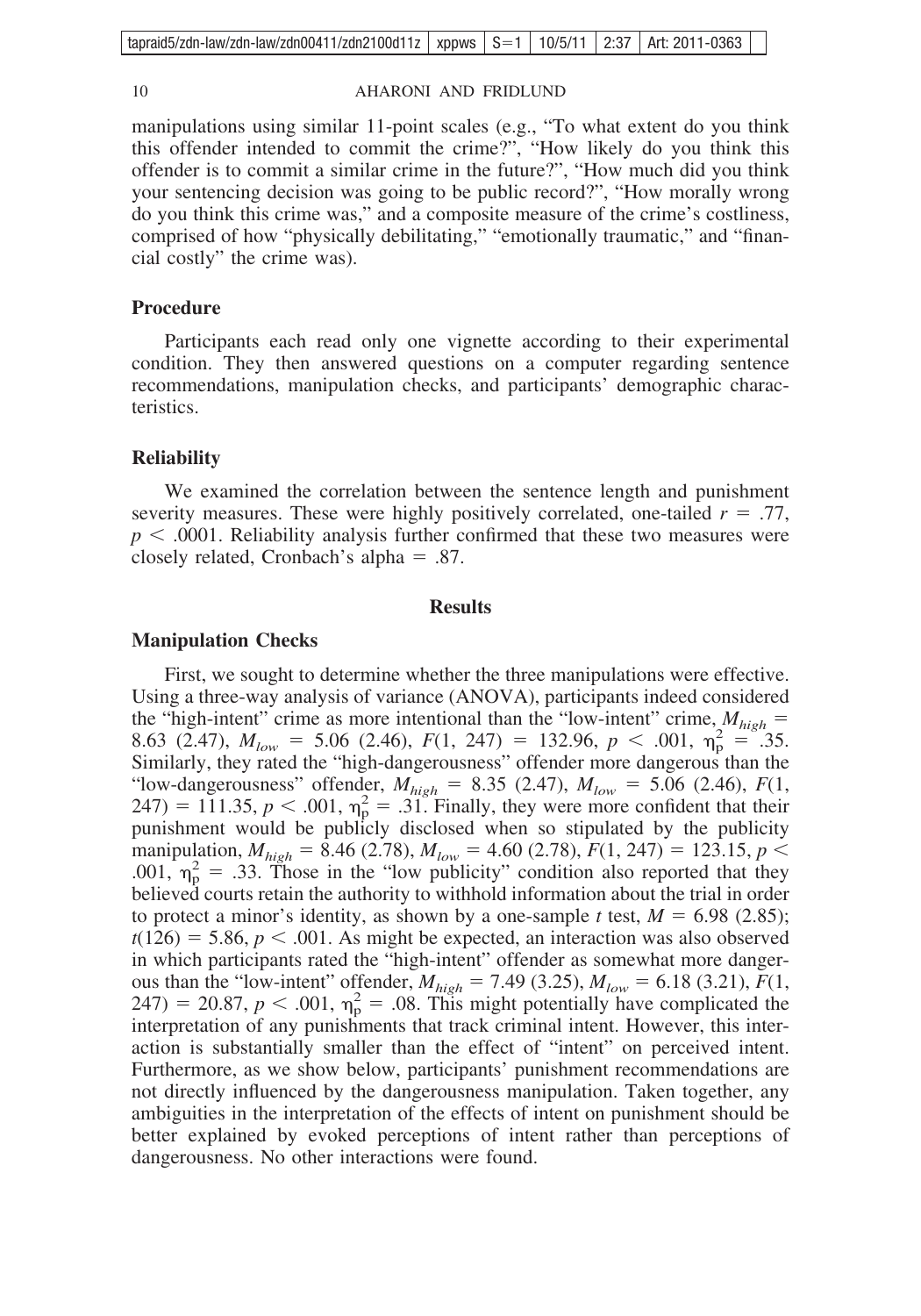manipulations using similar 11-point scales (e.g., "To what extent do you think this offender intended to commit the crime?", "How likely do you think this offender is to commit a similar crime in the future?", "How much did you think your sentencing decision was going to be public record?", "How morally wrong do you think this crime was," and a composite measure of the crime's costliness, comprised of how "physically debilitating," "emotionally traumatic," and "financial costly" the crime was).

### Procedure

Participants each read only one vignette according to their experimental condition. They then answered questions on a computer regarding sentence recommendations, manipulation checks, and participants' demographic characteristics.

### Reliability

We examined the correlation between the sentence length and punishment severity measures. These were highly positively correlated, one-tailed $r = .77$, $p < .0001$. Reliability analysis further confirmed that these two measures were closely related, Cronbach's alpha = .87.

## Results

### Manipulation Checks

First, we sought to determine whether the three manipulations were effective. Using a three-way analysis of variance (ANOVA), participants indeed considered the "high-intent" crime as more intentional than the "low-intent" crime, $M_{high} = 8.63$ (2.47), $M_{low} = 5.06$ (2.46), $F(1, 247) = 132.96$, $p < .001$, $\eta_p^2 = .35$. Similarly, they rated the "high-dangerousness" offender more dangerous than the "low-dangerousness" offender, $M_{high} = 8.35$ (2.47), $M_{low} = 5.06$ (2.46), $F(1, 247) = 111.35$, $p < .001$, $\eta_p^2 = .31$. Finally, they were more confident that their punishment would be publicly disclosed when so stipulated by the publicity manipulation, $M_{high} = 8.46$ (2.78), $M_{low} = 4.60$ (2.78), $F(1, 247) = 123.15$, $p < .001$, $\eta_p^2 = .33$. Those in the "low publicity" condition also reported that they believed courts retain the authority to withhold information about the trial in order to protect a minor's identity, as shown by a one-sample *t* test, $M = 6.98$ (2.85); $t(126) = 5.86$, $p < .001$. As might be expected, an interaction was also observed in which participants rated the "high-intent" offender as somewhat more dangerous than the "low-intent" offender, $M_{high} = 7.49$ (3.25), $M_{low} = 6.18$ (3.21), $F(1, 247) = 20.87$, $p < .001$, $\eta_p^2 = .08$. This might potentially have complicated the interpretation of any punishments that track criminal intent. However, this interaction is substantially smaller than the effect of "intent" on perceived intent. Furthermore, as we show below, participants' punishment recommendations are not directly influenced by the dangerousness manipulation. Taken together, any ambiguities in the interpretation of the effects of intent on punishment should be better explained by evoked perceptions of intent rather than perceptions of dangerousness. No other interactions were found.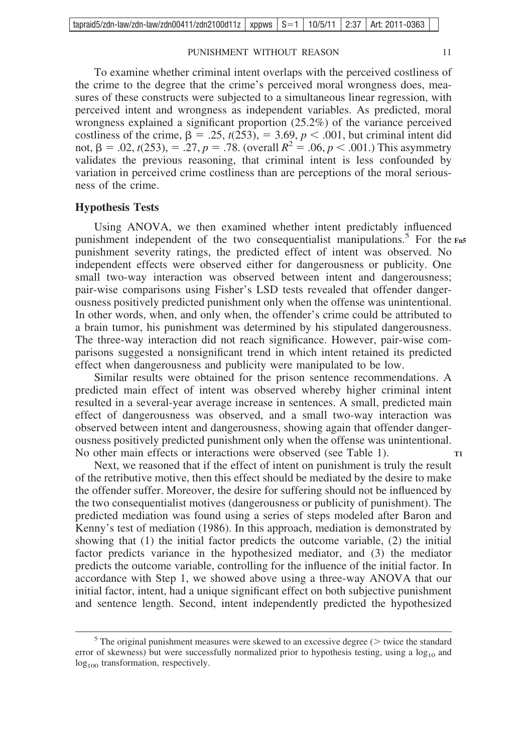To examine whether criminal intent overlaps with the perceived costliness of the crime to the degree that the crime's perceived moral wrongness does, measures of these constructs were subjected to a simultaneous linear regression, with perceived intent and wrongness as independent variables. As predicted, moral wrongness explained a significant proportion (25.2%) of the variance perceived costliness of the crime, $\beta = .25$, $t(253)$, $= 3.69$, $p < .001$, but criminal intent did not, $\beta = .02$, $t(253)$, $= .27$, $p = .78$. (overall $R^2 = .06$, $p < .001$.) This asymmetry validates the previous reasoning, that criminal intent is less confounded by variation in perceived crime costliness than are perceptions of the moral seriousness of the crime.

## Hypothesis Tests

Using ANOVA, we then examined whether intent predictably influenced punishment independent of the two consequentialist manipulations.[5] For the punishment severity ratings, the predicted effect of intent was observed. No independent effects were observed either for dangerousness or publicity. One small two-way interaction was observed between intent and dangerousness; pair-wise comparisons using Fisher's LSD tests revealed that offender dangerousness positively predicted punishment only when the offense was unintentional. In other words, when, and only when, the offender's crime could be attributed to a brain tumor, his punishment was determined by his stipulated dangerousness. The three-way interaction did not reach significance. However, pair-wise comparisons suggested a nonsignificant trend in which intent retained its predicted effect when dangerousness and publicity were manipulated to be low.

Similar results were obtained for the prison sentence recommendations. A predicted main effect of intent was observed whereby higher criminal intent resulted in a several-year average increase in sentences. A small, predicted main effect of dangerousness was observed, and a small two-way interaction was observed between intent and dangerousness, showing again that offender dangerousness positively predicted punishment only when the offense was unintentional. No other main effects or interactions were observed (see Table 1).

Next, we reasoned that if the effect of intent on punishment is truly the result of the retributive motive, then this effect should be mediated by the desire to make the offender suffer. Moreover, the desire for suffering should not be influenced by the two consequentialist motives (dangerousness or publicity of punishment). The predicted mediation was found using a series of steps modeled after Baron and Kenny's test of mediation (1986). In this approach, mediation is demonstrated by showing that (1) the initial factor predicts the outcome variable, (2) the initial factor predicts variance in the hypothesized mediator, and (3) the mediator predicts the outcome variable, controlling for the influence of the initial factor. In accordance with Step 1, we showed above using a three-way ANOVA that our initial factor, intent, had a unique significant effect on both subjective punishment and sentence length. Second, intent independently predicted the hypothesized

[5] The original punishment measures were skewed to an excessive degree (> twice the standard error of skewness) but were successfully normalized prior to hypothesis testing, using a $\log_{10}$ and $\log_{100}$ transformation, respectively.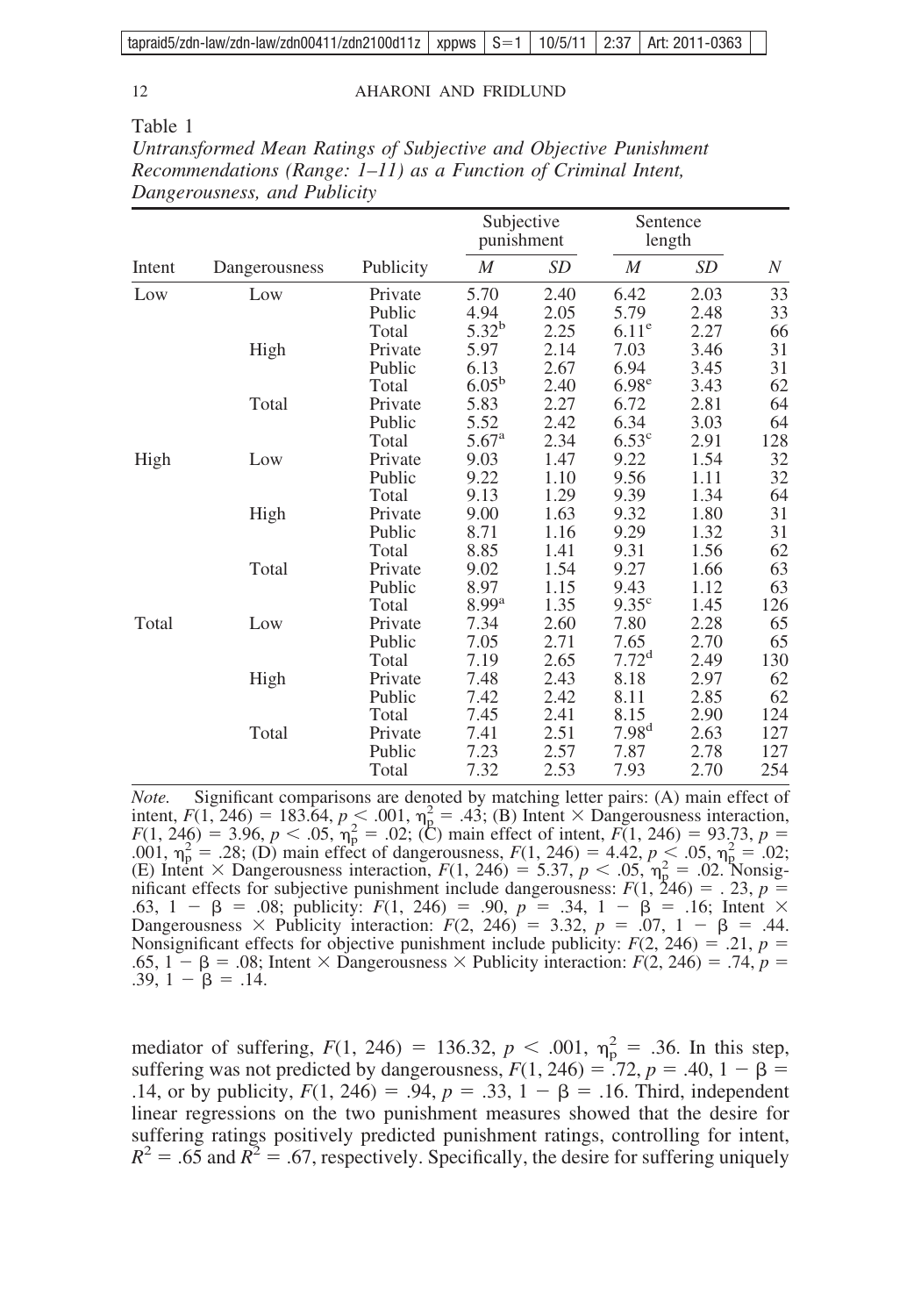Table 1

*Untransformed Mean Ratings of Subjective and Objective Punishment Recommendations (Range: 1–11) as a Function of Criminal Intent, Dangerousness, and Publicity*

| | | | Subjective punishment | | Sentence length | | |
|---|---|---|---|---|---|---|---|
| Intent | Dangerousness | Publicity | *M* | *SD* | *M* | *SD* | *N* |
| Low | Low | Private | 5.70 | 2.40 | 6.42 | 2.03 | 33 |
| | | Public | 4.94 | 2.05 | 5.79 | 2.48 | 33 |
| | | Total | 5.32[b] | 2.25 | 6.11[e] | 2.27 | 66 |
| | High | Private | 5.97 | 2.14 | 7.03 | 3.46 | 31 |
| | | Public | 6.13 | 2.67 | 6.94 | 3.45 | 31 |
| | | Total | 6.05[b] | 2.40 | 6.98[e] | 3.43 | 62 |
| | Total | Private | 5.83 | 2.27 | 6.72 | 2.81 | 64 |
| | | Public | 5.52 | 2.42 | 6.34 | 3.03 | 64 |
| | | Total | 5.67[a] | 2.34 | 6.53[c] | 2.91 | 128 |
| High | Low | Private | 9.03 | 1.47 | 9.22 | 1.54 | 32 |
| | | Public | 9.22 | 1.10 | 9.56 | 1.11 | 32 |
| | | Total | 9.13 | 1.29 | 9.39 | 1.34 | 64 |
| | High | Private | 9.00 | 1.63 | 9.32 | 1.80 | 31 |
| | | Public | 8.71 | 1.16 | 9.29 | 1.32 | 31 |
| | | Total | 8.85 | 1.41 | 9.31 | 1.56 | 62 |
| | Total | Private | 9.02 | 1.54 | 9.27 | 1.66 | 63 |
| | | Public | 8.97 | 1.15 | 9.43 | 1.12 | 63 |
| | | Total | 8.99[a] | 1.35 | 9.35[c] | 1.45 | 126 |
| Total | Low | Private | 7.34 | 2.60 | 7.80 | 2.28 | 65 |
| | | Public | 7.05 | 2.71 | 7.65 | 2.70 | 65 |
| | | Total | 7.19 | 2.65 | 7.72[d] | 2.49 | 130 |
| | High | Private | 7.48 | 2.43 | 8.18 | 2.97 | 62 |
| | | Public | 7.42 | 2.42 | 8.11 | 2.85 | 62 |
| | | Total | 7.45 | 2.41 | 8.15 | 2.90 | 124 |
| | Total | Private | 7.41 | 2.51 | 7.98[d] | 2.63 | 127 |
| | | Public | 7.23 | 2.57 | 7.87 | 2.78 | 127 |
| | | Total | 7.32 | 2.53 | 7.93 | 2.70 | 254 |

*Note.* Significant comparisons are denoted by matching letter pairs: (A) main effect of intent, $F(1, 246) = 183.64$, $p < .001$, $\eta_p^2 = .43$; (B) Intent × Dangerousness interaction, $F(1, 246) = 3.96$, $p < .05$, $\eta_p^2 = .02$; (C) main effect of intent, $F(1, 246) = 93.73$, $p = .001$, $\eta_p^2 = .28$; (D) main effect of dangerousness, $F(1, 246) = 4.42$, $p < .05$, $\eta_p^2 = .02$; (E) Intent × Dangerousness interaction, $F(1, 246) = 5.37$, $p < .05$, $\eta_p^2 = .02$. Nonsignificant effects for subjective punishment include dangerousness: $F(1, 246) = .23$, $p = .63$, $1 - \beta = .08$; publicity: $F(1, 246) = .90$, $p = .34$, $1 - \beta = .16$; Intent × Dangerousness × Publicity interaction: $F(2, 246) = 3.32$, $p = .07$, $1 - \beta = .44$. Nonsignificant effects for objective punishment include publicity: $F(2, 246) = .21$, $p = .65$, $1 - \beta = .08$; Intent × Dangerousness × Publicity interaction: $F(2, 246) = .74$, $p = .39$, $1 - \beta = .14$.

mediator of suffering, $F(1, 246) = 136.32$, $p < .001$, $\eta_p^2 = .36$. In this step, suffering was not predicted by dangerousness, $F(1, 246) = .72$, $p = .40$, $1 - \beta = .14$, or by publicity, $F(1, 246) = .94$, $p = .33$, $1 - \beta = .16$. Third, independent linear regressions on the two punishment measures showed that the desire for suffering ratings positively predicted punishment ratings, controlling for intent, $R^2 = .65$ and $R^2 = .67$, respectively. Specifically, the desire for suffering uniquely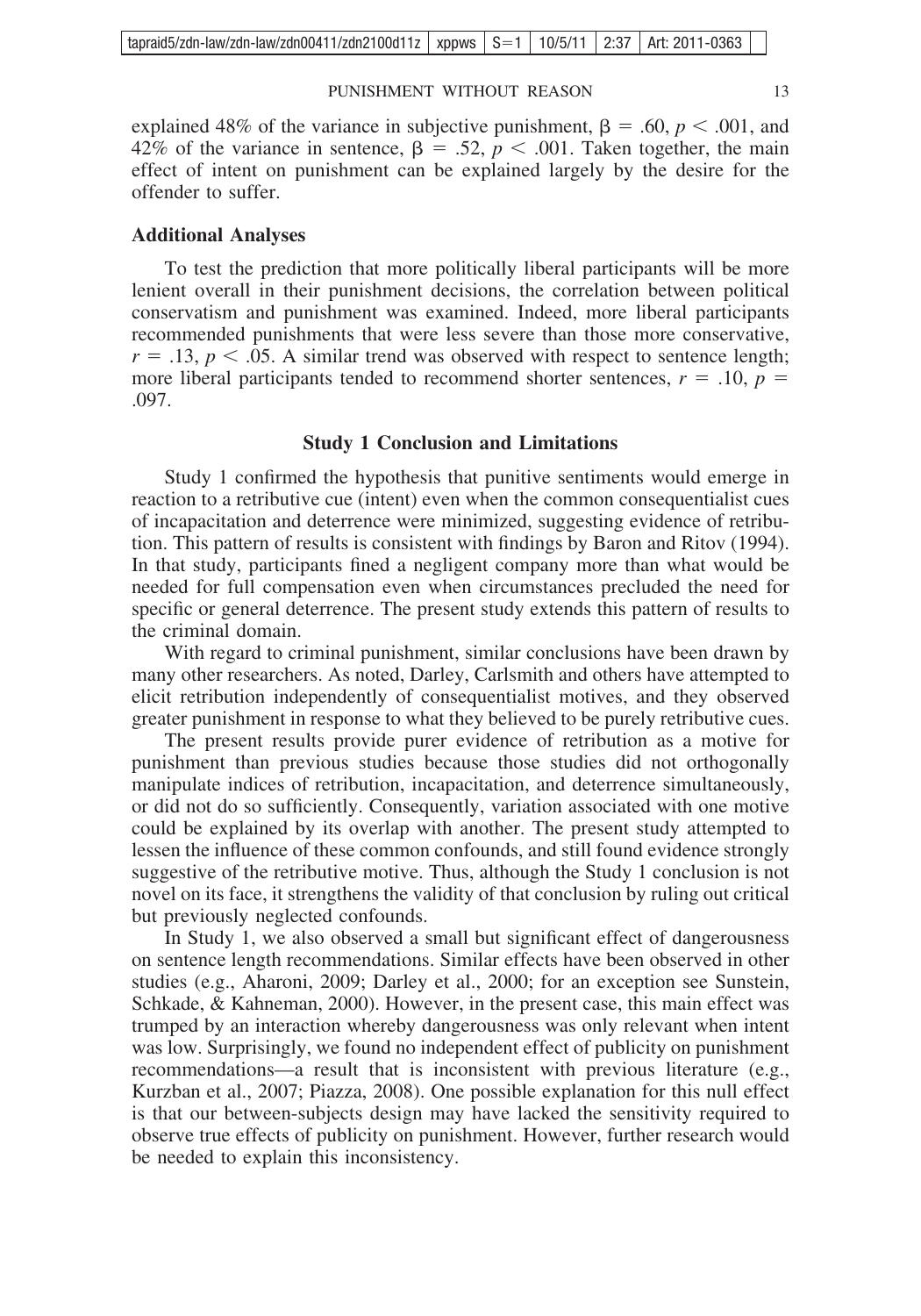explained 48% of the variance in subjective punishment, $\beta = .60$, $p < .001$, and 42% of the variance in sentence, $\beta = .52$, $p < .001$. Taken together, the main effect of intent on punishment can be explained largely by the desire for the offender to suffer.

## Additional Analyses

To test the prediction that more politically liberal participants will be more lenient overall in their punishment decisions, the correlation between political conservatism and punishment was examined. Indeed, more liberal participants recommended punishments that were less severe than those more conservative, $r = .13$, $p < .05$. A similar trend was observed with respect to sentence length; more liberal participants tended to recommend shorter sentences, $r = .10$, $p = .097$.

## Study 1 Conclusion and Limitations

Study 1 confirmed the hypothesis that punitive sentiments would emerge in reaction to a retributive cue (intent) even when the common consequentialist cues of incapacitation and deterrence were minimized, suggesting evidence of retribution. This pattern of results is consistent with findings by Baron and Ritov (1994). In that study, participants fined a negligent company more than what would be needed for full compensation even when circumstances precluded the need for specific or general deterrence. The present study extends this pattern of results to the criminal domain.

With regard to criminal punishment, similar conclusions have been drawn by many other researchers. As noted, Darley, Carlsmith and others have attempted to elicit retribution independently of consequentialist motives, and they observed greater punishment in response to what they believed to be purely retributive cues.

The present results provide purer evidence of retribution as a motive for punishment than previous studies because those studies did not orthogonally manipulate indices of retribution, incapacitation, and deterrence simultaneously, or did not do so sufficiently. Consequently, variation associated with one motive could be explained by its overlap with another. The present study attempted to lessen the influence of these common confounds, and still found evidence strongly suggestive of the retributive motive. Thus, although the Study 1 conclusion is not novel on its face, it strengthens the validity of that conclusion by ruling out critical but previously neglected confounds.

In Study 1, we also observed a small but significant effect of dangerousness on sentence length recommendations. Similar effects have been observed in other studies (e.g., Aharoni, 2009; Darley et al., 2000; for an exception see Sunstein, Schkade, & Kahneman, 2000). However, in the present case, this main effect was trumped by an interaction whereby dangerousness was only relevant when intent was low. Surprisingly, we found no independent effect of publicity on punishment recommendations—a result that is inconsistent with previous literature (e.g., Kurzban et al., 2007; Piazza, 2008). One possible explanation for this null effect is that our between-subjects design may have lacked the sensitivity required to observe true effects of publicity on punishment. However, further research would be needed to explain this inconsistency.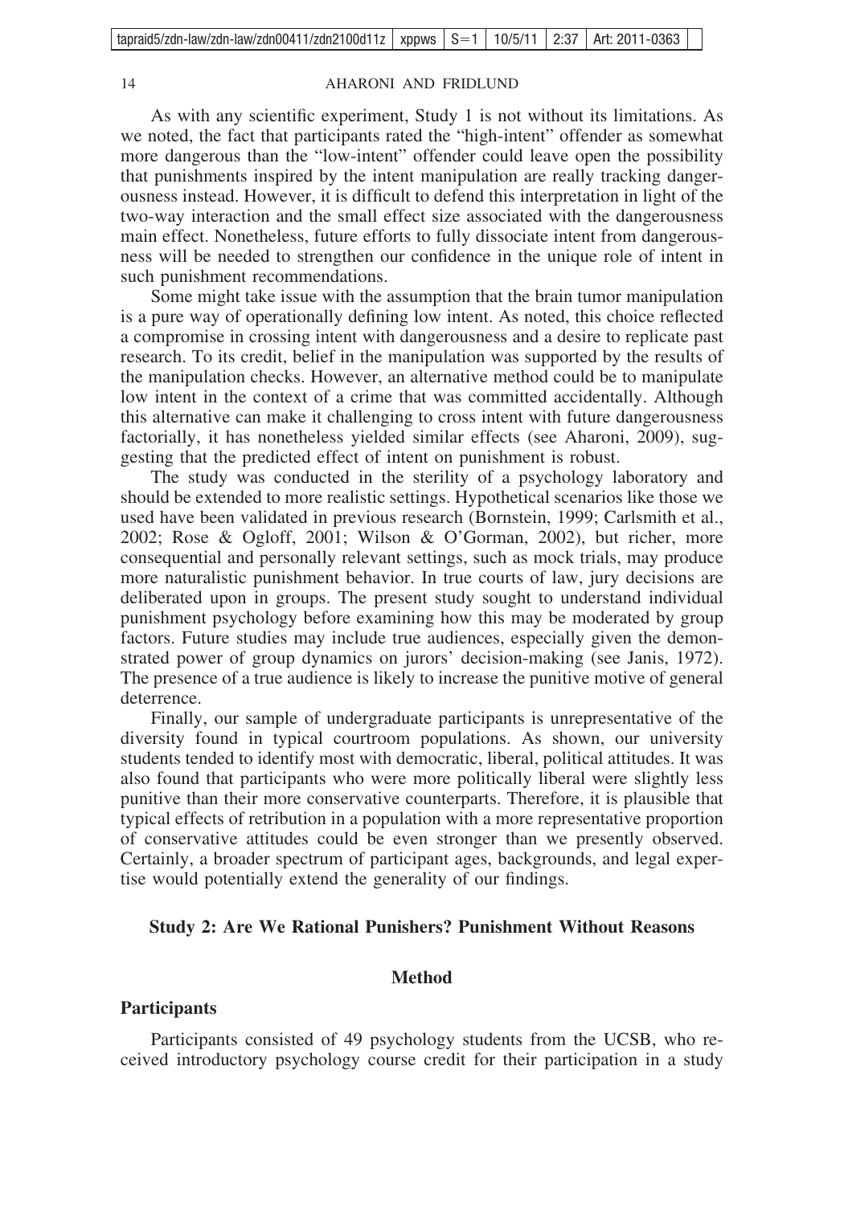As with any scientific experiment, Study 1 is not without its limitations. As we noted, the fact that participants rated the "high-intent" offender as somewhat more dangerous than the "low-intent" offender could leave open the possibility that punishments inspired by the intent manipulation are really tracking dangerousness instead. However, it is difficult to defend this interpretation in light of the two-way interaction and the small effect size associated with the dangerousness main effect. Nonetheless, future efforts to fully dissociate intent from dangerousness will be needed to strengthen our confidence in the unique role of intent in such punishment recommendations.

Some might take issue with the assumption that the brain tumor manipulation is a pure way of operationally defining low intent. As noted, this choice reflected a compromise in crossing intent with dangerousness and a desire to replicate past research. To its credit, belief in the manipulation was supported by the results of the manipulation checks. However, an alternative method could be to manipulate low intent in the context of a crime that was committed accidentally. Although this alternative can make it challenging to cross intent with future dangerousness factorially, it has nonetheless yielded similar effects (see Aharoni, 2009), suggesting that the predicted effect of intent on punishment is robust.

The study was conducted in the sterility of a psychology laboratory and should be extended to more realistic settings. Hypothetical scenarios like those we used have been validated in previous research (Bornstein, 1999; Carlsmith et al., 2002; Rose & Ogloff, 2001; Wilson & O'Gorman, 2002), but richer, more consequential and personally relevant settings, such as mock trials, may produce more naturalistic punishment behavior. In true courts of law, jury decisions are deliberated upon in groups. The present study sought to understand individual punishment psychology before examining how this may be moderated by group factors. Future studies may include true audiences, especially given the demonstrated power of group dynamics on jurors' decision-making (see Janis, 1972). The presence of a true audience is likely to increase the punitive motive of general deterrence.

Finally, our sample of undergraduate participants is unrepresentative of the diversity found in typical courtroom populations. As shown, our university students tended to identify most with democratic, liberal, political attitudes. It was also found that participants who were more politically liberal were slightly less punitive than their more conservative counterparts. Therefore, it is plausible that typical effects of retribution in a population with a more representative proportion of conservative attitudes could be even stronger than we presently observed. Certainly, a broader spectrum of participant ages, backgrounds, and legal expertise would potentially extend the generality of our findings.

## Study 2: Are We Rational Punishers? Punishment Without Reasons

### Method

#### Participants

Participants consisted of 49 psychology students from the UCSB, who received introductory psychology course credit for their participation in a study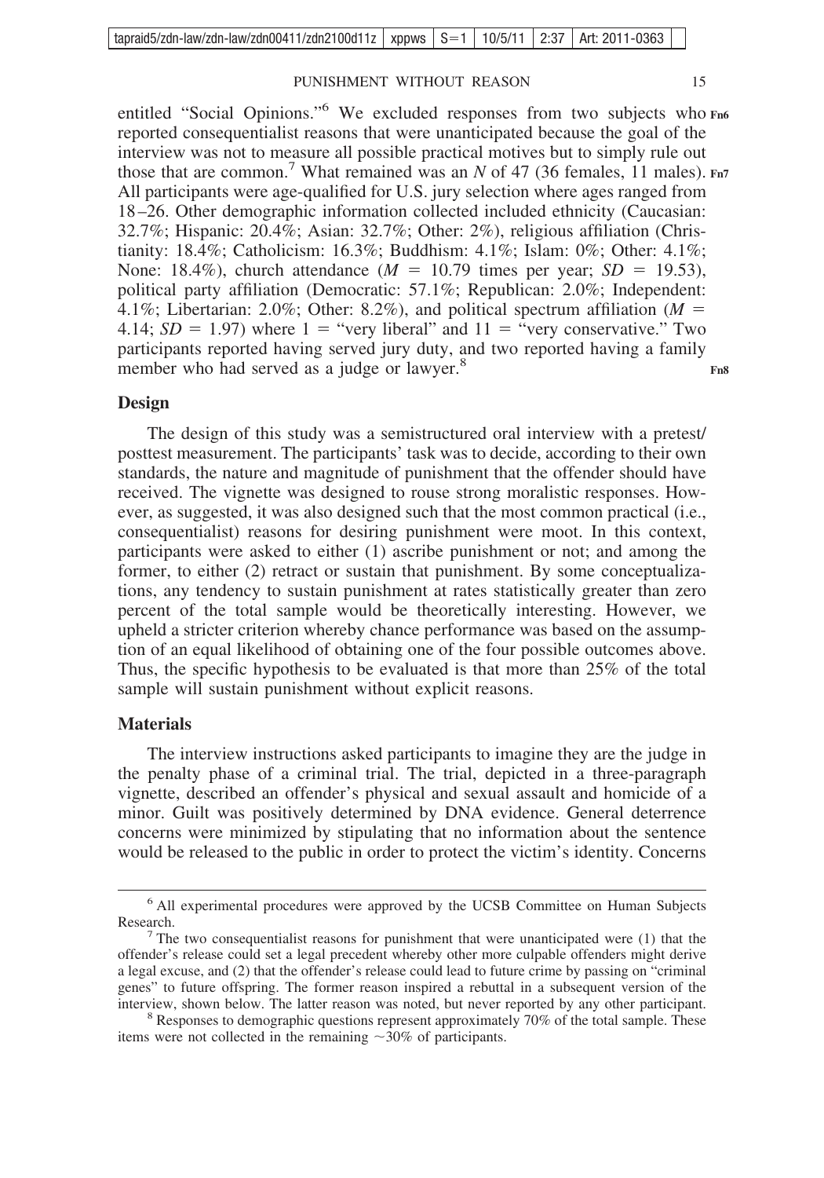entitled "Social Opinions."[6] We excluded responses from two subjects who reported consequentialist reasons that were unanticipated because the goal of the interview was not to measure all possible practical motives but to simply rule out those that are common.[7] What remained was an $N$ of 47 (36 females, 11 males). All participants were age-qualified for U.S. jury selection where ages ranged from 18–26. Other demographic information collected included ethnicity (Caucasian: 32.7%; Hispanic: 20.4%; Asian: 32.7%; Other: 2%), religious affiliation (Christianity: 18.4%; Catholicism: 16.3%; Buddhism: 4.1%; Islam: 0%; Other: 4.1%; None: 18.4%), church attendance ($M = 10.79$ times per year; $SD = 19.53$), political party affiliation (Democratic: 57.1%; Republican: 2.0%; Independent: 4.1%; Libertarian: 2.0%; Other: 8.2%), and political spectrum affiliation ($M = 4.14$; $SD = 1.97$) where 1 = "very liberal" and 11 = "very conservative." Two participants reported having served jury duty, and two reported having a family member who had served as a judge or lawyer.[8]

## Design

The design of this study was a semistructured oral interview with a pretest/posttest measurement. The participants' task was to decide, according to their own standards, the nature and magnitude of punishment that the offender should have received. The vignette was designed to rouse strong moralistic responses. However, as suggested, it was also designed such that the most common practical (i.e., consequentialist) reasons for desiring punishment were moot. In this context, participants were asked to either (1) ascribe punishment or not; and among the former, to either (2) retract or sustain that punishment. By some conceptualizations, any tendency to sustain punishment at rates statistically greater than zero percent of the total sample would be theoretically interesting. However, we upheld a stricter criterion whereby chance performance was based on the assumption of an equal likelihood of obtaining one of the four possible outcomes above. Thus, the specific hypothesis to be evaluated is that more than 25% of the total sample will sustain punishment without explicit reasons.

## Materials

The interview instructions asked participants to imagine they are the judge in the penalty phase of a criminal trial. The trial, depicted in a three-paragraph vignette, described an offender's physical and sexual assault and homicide of a minor. Guilt was positively determined by DNA evidence. General deterrence concerns were minimized by stipulating that no information about the sentence would be released to the public in order to protect the victim's identity. Concerns

---

[6] All experimental procedures were approved by the UCSB Committee on Human Subjects Research.

[7] The two consequentialist reasons for punishment that were unanticipated were (1) that the offender's release could set a legal precedent whereby other more culpable offenders might derive a legal excuse, and (2) that the offender's release could lead to future crime by passing on "criminal genes" to future offspring. The former reason inspired a rebuttal in a subsequent version of the interview, shown below. The latter reason was noted, but never reported by any other participant.

[8] Responses to demographic questions represent approximately 70% of the total sample. These items were not collected in the remaining ~30% of participants.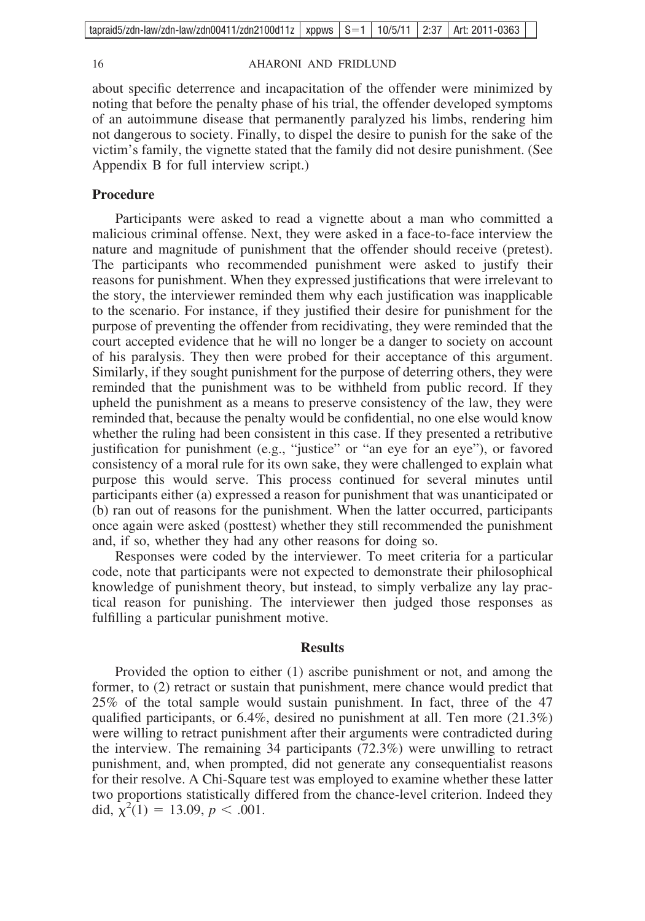about specific deterrence and incapacitation of the offender were minimized by noting that before the penalty phase of his trial, the offender developed symptoms of an autoimmune disease that permanently paralyzed his limbs, rendering him not dangerous to society. Finally, to dispel the desire to punish for the sake of the victim's family, the vignette stated that the family did not desire punishment. (See Appendix B for full interview script.)

### Procedure

Participants were asked to read a vignette about a man who committed a malicious criminal offense. Next, they were asked in a face-to-face interview the nature and magnitude of punishment that the offender should receive (pretest). The participants who recommended punishment were asked to justify their reasons for punishment. When they expressed justifications that were irrelevant to the story, the interviewer reminded them why each justification was inapplicable to the scenario. For instance, if they justified their desire for punishment for the purpose of preventing the offender from recidivating, they were reminded that the court accepted evidence that he will no longer be a danger to society on account of his paralysis. They then were probed for their acceptance of this argument. Similarly, if they sought punishment for the purpose of deterring others, they were reminded that the punishment was to be withheld from public record. If they upheld the punishment as a means to preserve consistency of the law, they were reminded that, because the penalty would be confidential, no one else would know whether the ruling had been consistent in this case. If they presented a retributive justification for punishment (e.g., "justice" or "an eye for an eye"), or favored consistency of a moral rule for its own sake, they were challenged to explain what purpose this would serve. This process continued for several minutes until participants either (a) expressed a reason for punishment that was unanticipated or (b) ran out of reasons for the punishment. When the latter occurred, participants once again were asked (posttest) whether they still recommended the punishment and, if so, whether they had any other reasons for doing so.

Responses were coded by the interviewer. To meet criteria for a particular code, note that participants were not expected to demonstrate their philosophical knowledge of punishment theory, but instead, to simply verbalize any lay practical reason for punishing. The interviewer then judged those responses as fulfilling a particular punishment motive.

## Results

Provided the option to either (1) ascribe punishment or not, and among the former, to (2) retract or sustain that punishment, mere chance would predict that 25% of the total sample would sustain punishment. In fact, three of the 47 qualified participants, or 6.4%, desired no punishment at all. Ten more (21.3%) were willing to retract punishment after their arguments were contradicted during the interview. The remaining 34 participants (72.3%) were unwilling to retract punishment, and, when prompted, did not generate any consequentialist reasons for their resolve. A Chi-Square test was employed to examine whether these latter two proportions statistically differed from the chance-level criterion. Indeed they did, $\chi^2(1) = 13.09$, $p < .001$.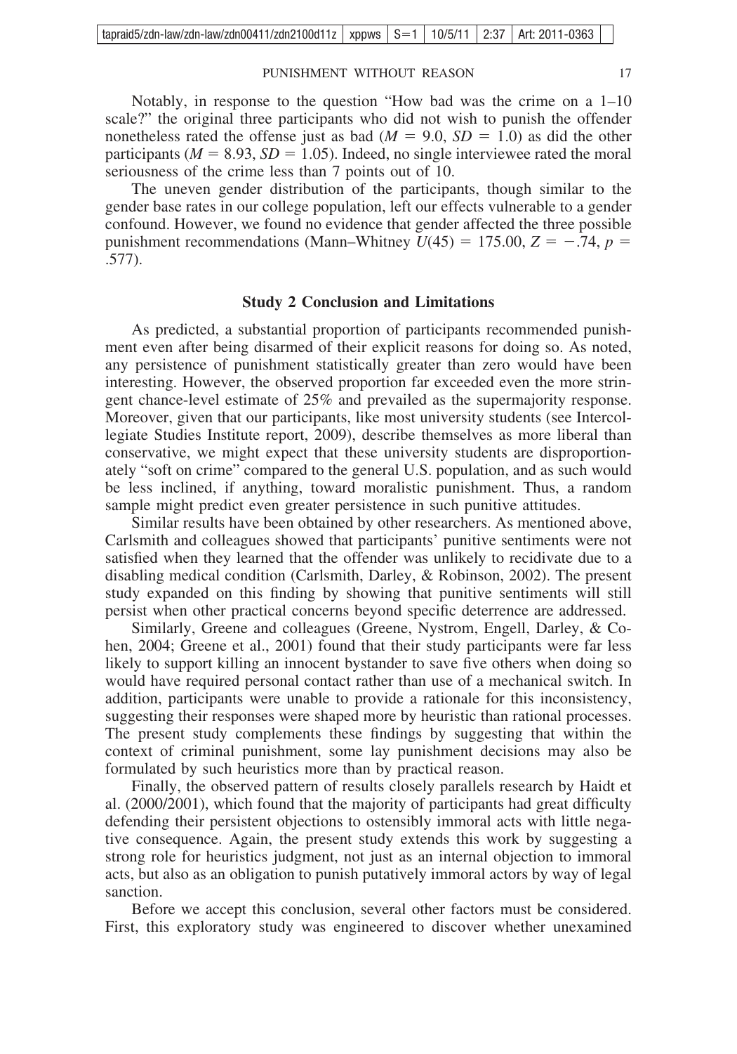Notably, in response to the question "How bad was the crime on a 1–10 scale?" the original three participants who did not wish to punish the offender nonetheless rated the offense just as bad ($M = 9.0$, $SD = 1.0$) as did the other participants ($M = 8.93$, $SD = 1.05$). Indeed, no single interviewee rated the moral seriousness of the crime less than 7 points out of 10.

The uneven gender distribution of the participants, though similar to the gender base rates in our college population, left our effects vulnerable to a gender confound. However, we found no evidence that gender affected the three possible punishment recommendations (Mann–Whitney $U(45) = 175.00$, $Z = -.74$, $p = .577$).

## Study 2 Conclusion and Limitations

As predicted, a substantial proportion of participants recommended punishment even after being disarmed of their explicit reasons for doing so. As noted, any persistence of punishment statistically greater than zero would have been interesting. However, the observed proportion far exceeded even the more stringent chance-level estimate of 25% and prevailed as the supermajority response. Moreover, given that our participants, like most university students (see Intercollegiate Studies Institute report, 2009), describe themselves as more liberal than conservative, we might expect that these university students are disproportionately "soft on crime" compared to the general U.S. population, and as such would be less inclined, if anything, toward moralistic punishment. Thus, a random sample might predict even greater persistence in such punitive attitudes.

Similar results have been obtained by other researchers. As mentioned above, Carlsmith and colleagues showed that participants' punitive sentiments were not satisfied when they learned that the offender was unlikely to recidivate due to a disabling medical condition (Carlsmith, Darley, & Robinson, 2002). The present study expanded on this finding by showing that punitive sentiments will still persist when other practical concerns beyond specific deterrence are addressed.

Similarly, Greene and colleagues (Greene, Nystrom, Engell, Darley, & Cohen, 2004; Greene et al., 2001) found that their study participants were far less likely to support killing an innocent bystander to save five others when doing so would have required personal contact rather than use of a mechanical switch. In addition, participants were unable to provide a rationale for this inconsistency, suggesting their responses were shaped more by heuristic than rational processes. The present study complements these findings by suggesting that within the context of criminal punishment, some lay punishment decisions may also be formulated by such heuristics more than by practical reason.

Finally, the observed pattern of results closely parallels research by Haidt et al. (2000/2001), which found that the majority of participants had great difficulty defending their persistent objections to ostensibly immoral acts with little negative consequence. Again, the present study extends this work by suggesting a strong role for heuristics judgment, not just as an internal objection to immoral acts, but also as an obligation to punish putatively immoral actors by way of legal sanction.

Before we accept this conclusion, several other factors must be considered. First, this exploratory study was engineered to discover whether unexamined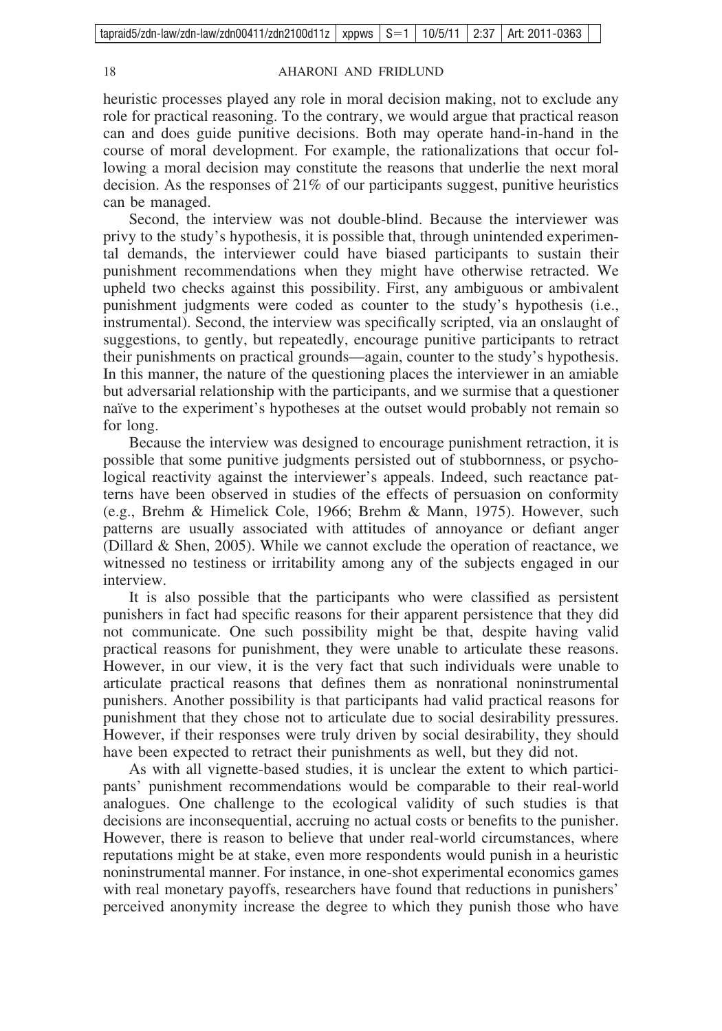heuristic processes played any role in moral decision making, not to exclude any role for practical reasoning. To the contrary, we would argue that practical reason can and does guide punitive decisions. Both may operate hand-in-hand in the course of moral development. For example, the rationalizations that occur following a moral decision may constitute the reasons that underlie the next moral decision. As the responses of 21% of our participants suggest, punitive heuristics can be managed.

Second, the interview was not double-blind. Because the interviewer was privy to the study's hypothesis, it is possible that, through unintended experimental demands, the interviewer could have biased participants to sustain their punishment recommendations when they might have otherwise retracted. We upheld two checks against this possibility. First, any ambiguous or ambivalent punishment judgments were coded as counter to the study's hypothesis (i.e., instrumental). Second, the interview was specifically scripted, via an onslaught of suggestions, to gently, but repeatedly, encourage punitive participants to retract their punishments on practical grounds—again, counter to the study's hypothesis. In this manner, the nature of the questioning places the interviewer in an amiable but adversarial relationship with the participants, and we surmise that a questioner naïve to the experiment's hypotheses at the outset would probably not remain so for long.

Because the interview was designed to encourage punishment retraction, it is possible that some punitive judgments persisted out of stubbornness, or psychological reactivity against the interviewer's appeals. Indeed, such reactance patterns have been observed in studies of the effects of persuasion on conformity (e.g., Brehm & Himelick Cole, 1966; Brehm & Mann, 1975). However, such patterns are usually associated with attitudes of annoyance or defiant anger (Dillard & Shen, 2005). While we cannot exclude the operation of reactance, we witnessed no testiness or irritability among any of the subjects engaged in our interview.

It is also possible that the participants who were classified as persistent punishers in fact had specific reasons for their apparent persistence that they did not communicate. One such possibility might be that, despite having valid practical reasons for punishment, they were unable to articulate these reasons. However, in our view, it is the very fact that such individuals were unable to articulate practical reasons that defines them as nonrational noninstrumental punishers. Another possibility is that participants had valid practical reasons for punishment that they chose not to articulate due to social desirability pressures. However, if their responses were truly driven by social desirability, they should have been expected to retract their punishments as well, but they did not.

As with all vignette-based studies, it is unclear the extent to which participants' punishment recommendations would be comparable to their real-world analogues. One challenge to the ecological validity of such studies is that decisions are inconsequential, accruing no actual costs or benefits to the punisher. However, there is reason to believe that under real-world circumstances, where reputations might be at stake, even more respondents would punish in a heuristic noninstrumental manner. For instance, in one-shot experimental economics games with real monetary payoffs, researchers have found that reductions in punishers' perceived anonymity increase the degree to which they punish those who have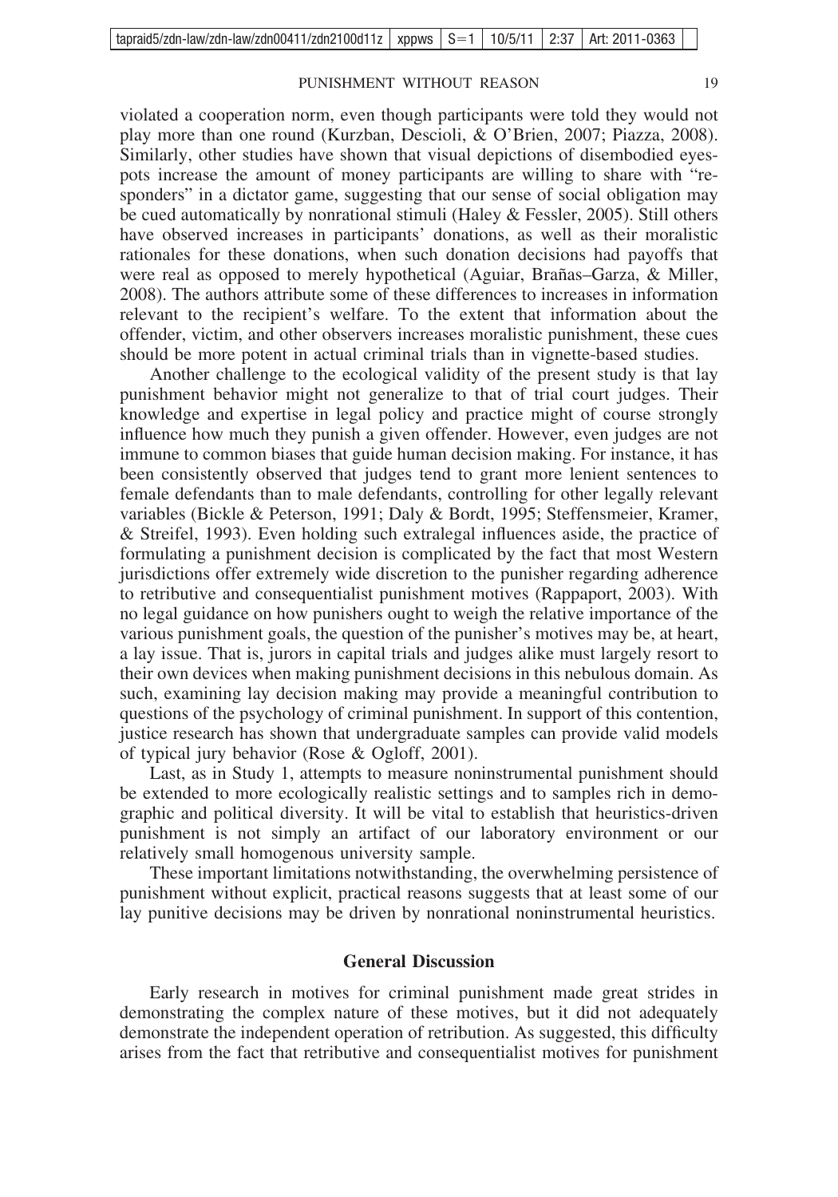violated a cooperation norm, even though participants were told they would not play more than one round (Kurzban, Descioli, & O'Brien, 2007; Piazza, 2008). Similarly, other studies have shown that visual depictions of disembodied eyespots increase the amount of money participants are willing to share with "responders" in a dictator game, suggesting that our sense of social obligation may be cued automatically by nonrational stimuli (Haley & Fessler, 2005). Still others have observed increases in participants' donations, as well as their moralistic rationales for these donations, when such donation decisions had payoffs that were real as opposed to merely hypothetical (Aguiar, Brañas–Garza, & Miller, 2008). The authors attribute some of these differences to increases in information relevant to the recipient's welfare. To the extent that information about the offender, victim, and other observers increases moralistic punishment, these cues should be more potent in actual criminal trials than in vignette-based studies.

Another challenge to the ecological validity of the present study is that lay punishment behavior might not generalize to that of trial court judges. Their knowledge and expertise in legal policy and practice might of course strongly influence how much they punish a given offender. However, even judges are not immune to common biases that guide human decision making. For instance, it has been consistently observed that judges tend to grant more lenient sentences to female defendants than to male defendants, controlling for other legally relevant variables (Bickle & Peterson, 1991; Daly & Bordt, 1995; Steffensmeier, Kramer, & Streifel, 1993). Even holding such extralegal influences aside, the practice of formulating a punishment decision is complicated by the fact that most Western jurisdictions offer extremely wide discretion to the punisher regarding adherence to retributive and consequentialist punishment motives (Rappaport, 2003). With no legal guidance on how punishers ought to weigh the relative importance of the various punishment goals, the question of the punisher's motives may be, at heart, a lay issue. That is, jurors in capital trials and judges alike must largely resort to their own devices when making punishment decisions in this nebulous domain. As such, examining lay decision making may provide a meaningful contribution to questions of the psychology of criminal punishment. In support of this contention, justice research has shown that undergraduate samples can provide valid models of typical jury behavior (Rose & Ogloff, 2001).

Last, as in Study 1, attempts to measure noninstrumental punishment should be extended to more ecologically realistic settings and to samples rich in demographic and political diversity. It will be vital to establish that heuristics-driven punishment is not simply an artifact of our laboratory environment or our relatively small homogenous university sample.

These important limitations notwithstanding, the overwhelming persistence of punishment without explicit, practical reasons suggests that at least some of our lay punitive decisions may be driven by nonrational noninstrumental heuristics.

## General Discussion

Early research in motives for criminal punishment made great strides in demonstrating the complex nature of these motives, but it did not adequately demonstrate the independent operation of retribution. As suggested, this difficulty arises from the fact that retributive and consequentialist motives for punishment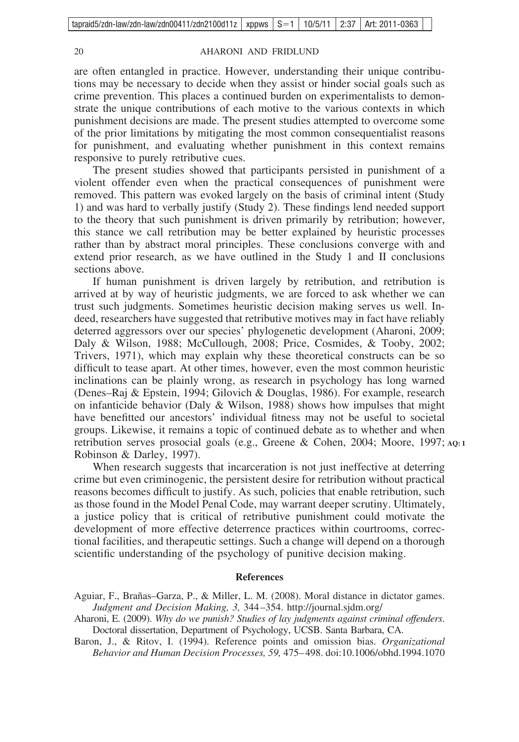are often entangled in practice. However, understanding their unique contributions may be necessary to decide when they assist or hinder social goals such as crime prevention. This places a continued burden on experimentalists to demonstrate the unique contributions of each motive to the various contexts in which punishment decisions are made. The present studies attempted to overcome some of the prior limitations by mitigating the most common consequentialist reasons for punishment, and evaluating whether punishment in this context remains responsive to purely retributive cues.

The present studies showed that participants persisted in punishment of a violent offender even when the practical consequences of punishment were removed. This pattern was evoked largely on the basis of criminal intent (Study 1) and was hard to verbally justify (Study 2). These findings lend needed support to the theory that such punishment is driven primarily by retribution; however, this stance we call retribution may be better explained by heuristic processes rather than by abstract moral principles. These conclusions converge with and extend prior research, as we have outlined in the Study 1 and II conclusions sections above.

If human punishment is driven largely by retribution, and retribution is arrived at by way of heuristic judgments, we are forced to ask whether we can trust such judgments. Sometimes heuristic decision making serves us well. Indeed, researchers have suggested that retributive motives may in fact have reliably deterred aggressors over our species' phylogenetic development (Aharoni, 2009; Daly & Wilson, 1988; McCullough, 2008; Price, Cosmides, & Tooby, 2002; Trivers, 1971), which may explain why these theoretical constructs can be so difficult to tease apart. At other times, however, even the most common heuristic inclinations can be plainly wrong, as research in psychology has long warned (Denes–Raj & Epstein, 1994; Gilovich & Douglas, 1986). For example, research on infanticide behavior (Daly & Wilson, 1988) shows how impulses that might have benefitted our ancestors' individual fitness may not be useful to societal groups. Likewise, it remains a topic of continued debate as to whether and when retribution serves prosocial goals (e.g., Greene & Cohen, 2004; Moore, 1997; Robinson & Darley, 1997).

When research suggests that incarceration is not just ineffective at deterring crime but even criminogenic, the persistent desire for retribution without practical reasons becomes difficult to justify. As such, policies that enable retribution, such as those found in the Model Penal Code, may warrant deeper scrutiny. Ultimately, a justice policy that is critical of retributive punishment could motivate the development of more effective deterrence practices within courtrooms, correctional facilities, and therapeutic settings. Such a change will depend on a thorough scientific understanding of the psychology of punitive decision making.

## References

Aguiar, F., Brañas–Garza, P., & Miller, L. M. (2008). Moral distance in dictator games. *Judgment and Decision Making, 3,* 344–354. http://journal.sjdm.org/

Aharoni, E. (2009). *Why do we punish? Studies of lay judgments against criminal offenders*. Doctoral dissertation, Department of Psychology, UCSB. Santa Barbara, CA.

Baron, J., & Ritov, I. (1994). Reference points and omission bias. *Organizational Behavior and Human Decision Processes, 59,* 475–498. doi:10.1006/obhd.1994.1070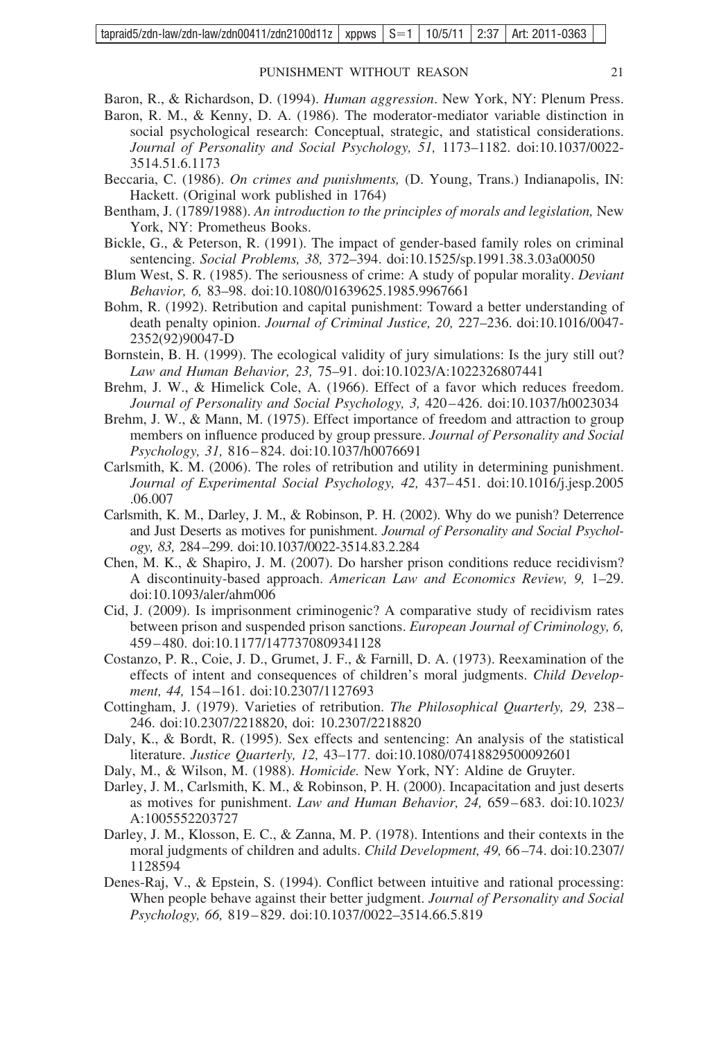Baron, R., & Richardson, D. (1994). *Human aggression*. New York, NY: Plenum Press.

Baron, R. M., & Kenny, D. A. (1986). The moderator-mediator variable distinction in social psychological research: Conceptual, strategic, and statistical considerations. *Journal of Personality and Social Psychology, 51,* 1173–1182. doi:10.1037/0022-3514.51.6.1173

Beccaria, C. (1986). *On crimes and punishments,* (D. Young, Trans.) Indianapolis, IN: Hackett. (Original work published in 1764)

Bentham, J. (1789/1988). *An introduction to the principles of morals and legislation,* New York, NY: Prometheus Books.

Bickle, G., & Peterson, R. (1991). The impact of gender-based family roles on criminal sentencing. *Social Problems, 38,* 372–394. doi:10.1525/sp.1991.38.3.03a00050

Blum West, S. R. (1985). The seriousness of crime: A study of popular morality. *Deviant Behavior, 6,* 83–98. doi:10.1080/01639625.1985.9967661

Bohm, R. (1992). Retribution and capital punishment: Toward a better understanding of death penalty opinion. *Journal of Criminal Justice, 20,* 227–236. doi:10.1016/0047-2352(92)90047-D

Bornstein, B. H. (1999). The ecological validity of jury simulations: Is the jury still out? *Law and Human Behavior, 23,* 75–91. doi:10.1023/A:1022326807441

Brehm, J. W., & Himelick Cole, A. (1966). Effect of a favor which reduces freedom. *Journal of Personality and Social Psychology, 3,* 420–426. doi:10.1037/h0023034

Brehm, J. W., & Mann, M. (1975). Effect importance of freedom and attraction to group members on influence produced by group pressure. *Journal of Personality and Social Psychology, 31,* 816–824. doi:10.1037/h0076691

Carlsmith, K. M. (2006). The roles of retribution and utility in determining punishment. *Journal of Experimental Social Psychology, 42,* 437–451. doi:10.1016/j.jesp.2005.06.007

Carlsmith, K. M., Darley, J. M., & Robinson, P. H. (2002). Why do we punish? Deterrence and Just Deserts as motives for punishment. *Journal of Personality and Social Psychology, 83,* 284–299. doi:10.1037/0022-3514.83.2.284

Chen, M. K., & Shapiro, J. M. (2007). Do harsher prison conditions reduce recidivism? A discontinuity-based approach. *American Law and Economics Review, 9,* 1–29. doi:10.1093/aler/ahm006

Cid, J. (2009). Is imprisonment criminogenic? A comparative study of recidivism rates between prison and suspended prison sanctions. *European Journal of Criminology, 6,* 459–480. doi:10.1177/1477370809341128

Costanzo, P. R., Coie, J. D., Grumet, J. F., & Farnill, D. A. (1973). Reexamination of the effects of intent and consequences of children's moral judgments. *Child Development, 44,* 154–161. doi:10.2307/1127693

Cottingham, J. (1979). Varieties of retribution. *The Philosophical Quarterly, 29,* 238–246. doi:10.2307/2218820, doi: 10.2307/2218820

Daly, K., & Bordt, R. (1995). Sex effects and sentencing: An analysis of the statistical literature. *Justice Quarterly, 12,* 43–177. doi:10.1080/07418829500092601

Daly, M., & Wilson, M. (1988). *Homicide.* New York, NY: Aldine de Gruyter.

Darley, J. M., Carlsmith, K. M., & Robinson, P. H. (2000). Incapacitation and just deserts as motives for punishment. *Law and Human Behavior, 24,* 659–683. doi:10.1023/A:1005552203727

Darley, J. M., Klosson, E. C., & Zanna, M. P. (1978). Intentions and their contexts in the moral judgments of children and adults. *Child Development, 49,* 66–74. doi:10.2307/1128594

Denes-Raj, V., & Epstein, S. (1994). Conflict between intuitive and rational processing: When people behave against their better judgment. *Journal of Personality and Social Psychology, 66,* 819–829. doi:10.1037/0022–3514.66.5.819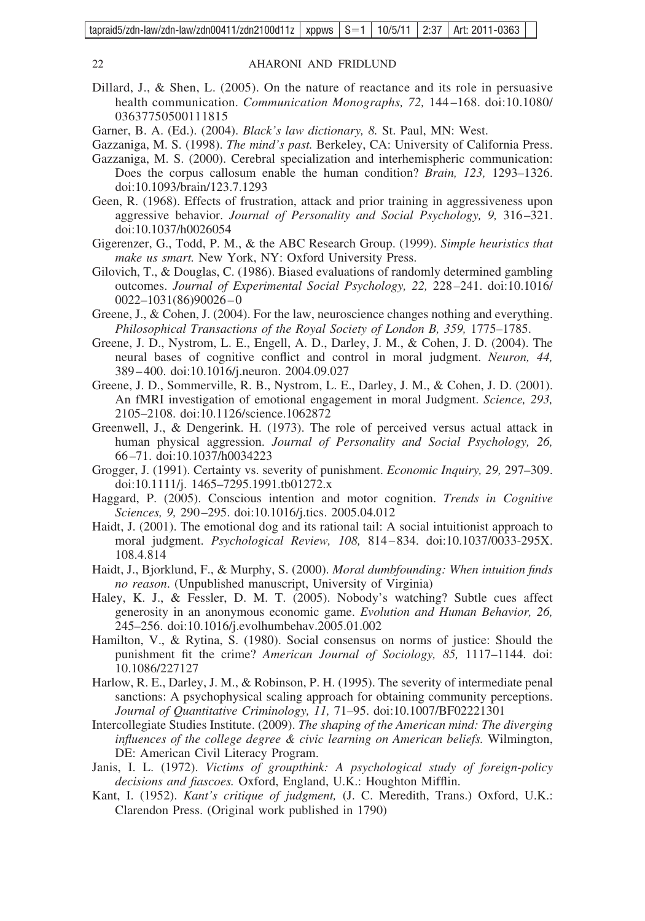Dillard, J., & Shen, L. (2005). On the nature of reactance and its role in persuasive health communication. *Communication Monographs, 72,* 144–168. doi:10.1080/03637750500111815

Garner, B. A. (Ed.). (2004). *Black's law dictionary, 8.* St. Paul, MN: West.

Gazzaniga, M. S. (1998). *The mind's past.* Berkeley, CA: University of California Press.

Gazzaniga, M. S. (2000). Cerebral specialization and interhemispheric communication: Does the corpus callosum enable the human condition? *Brain, 123,* 1293–1326. doi:10.1093/brain/123.7.1293

Geen, R. (1968). Effects of frustration, attack and prior training in aggressiveness upon aggressive behavior. *Journal of Personality and Social Psychology, 9,* 316–321. doi:10.1037/h0026054

Gigerenzer, G., Todd, P. M., & the ABC Research Group. (1999). *Simple heuristics that make us smart.* New York, NY: Oxford University Press.

Gilovich, T., & Douglas, C. (1986). Biased evaluations of randomly determined gambling outcomes. *Journal of Experimental Social Psychology, 22,* 228–241. doi:10.1016/0022–1031(86)90026–0

Greene, J., & Cohen, J. (2004). For the law, neuroscience changes nothing and everything. *Philosophical Transactions of the Royal Society of London B, 359,* 1775–1785.

Greene, J. D., Nystrom, L. E., Engell, A. D., Darley, J. M., & Cohen, J. D. (2004). The neural bases of cognitive conflict and control in moral judgment. *Neuron, 44,* 389–400. doi:10.1016/j.neuron. 2004.09.027

Greene, J. D., Sommerville, R. B., Nystrom, L. E., Darley, J. M., & Cohen, J. D. (2001). An fMRI investigation of emotional engagement in moral Judgment. *Science, 293,* 2105–2108. doi:10.1126/science.1062872

Greenwell, J., & Dengerink. H. (1973). The role of perceived versus actual attack in human physical aggression. *Journal of Personality and Social Psychology, 26,* 66–71. doi:10.1037/h0034223

Grogger, J. (1991). Certainty vs. severity of punishment. *Economic Inquiry, 29,* 297–309. doi:10.1111/j. 1465–7295.1991.tb01272.x

Haggard, P. (2005). Conscious intention and motor cognition. *Trends in Cognitive Sciences, 9,* 290–295. doi:10.1016/j.tics. 2005.04.012

Haidt, J. (2001). The emotional dog and its rational tail: A social intuitionist approach to moral judgment. *Psychological Review, 108,* 814–834. doi:10.1037/0033-295X. 108.4.814

Haidt, J., Bjorklund, F., & Murphy, S. (2000). *Moral dumbfounding: When intuition finds no reason*. (Unpublished manuscript, University of Virginia)

Haley, K. J., & Fessler, D. M. T. (2005). Nobody's watching? Subtle cues affect generosity in an anonymous economic game. *Evolution and Human Behavior, 26,* 245–256. doi:10.1016/j.evolhumbehav.2005.01.002

Hamilton, V., & Rytina, S. (1980). Social consensus on norms of justice: Should the punishment fit the crime? *American Journal of Sociology, 85,* 1117–1144. doi: 10.1086/227127

Harlow, R. E., Darley, J. M., & Robinson, P. H. (1995). The severity of intermediate penal sanctions: A psychophysical scaling approach for obtaining community perceptions. *Journal of Quantitative Criminology, 11,* 71–95. doi:10.1007/BF02221301

Intercollegiate Studies Institute. (2009). *The shaping of the American mind: The diverging influences of the college degree & civic learning on American beliefs.* Wilmington, DE: American Civil Literacy Program.

Janis, I. L. (1972). *Victims of groupthink: A psychological study of foreign-policy decisions and fiascoes.* Oxford, England, U.K.: Houghton Mifflin.

Kant, I. (1952). *Kant's critique of judgment,* (J. C. Meredith, Trans.) Oxford, U.K.: Clarendon Press. (Original work published in 1790)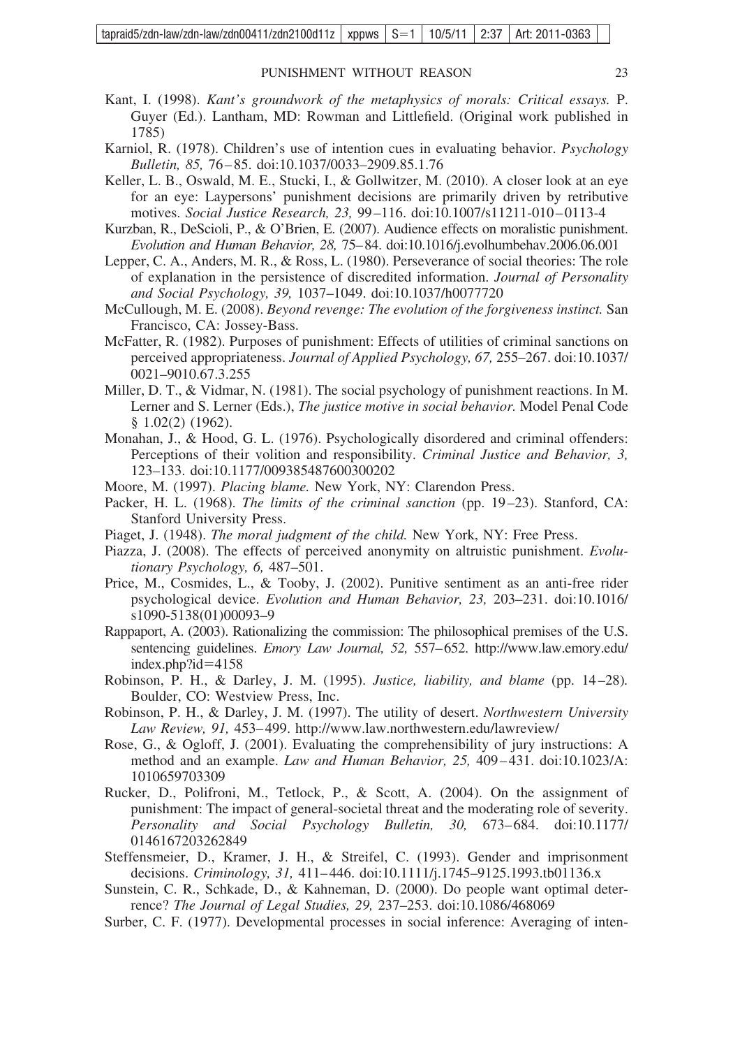Kant, I. (1998). *Kant's groundwork of the metaphysics of morals: Critical essays.* P. Guyer (Ed.). Lantham, MD: Rowman and Littlefield. (Original work published in 1785)

Karniol, R. (1978). Children's use of intention cues in evaluating behavior. *Psychology Bulletin, 85,* 76–85. doi:10.1037/0033–2909.85.1.76

Keller, L. B., Oswald, M. E., Stucki, I., & Gollwitzer, M. (2010). A closer look at an eye for an eye: Laypersons' punishment decisions are primarily driven by retributive motives. *Social Justice Research, 23,* 99–116. doi:10.1007/s11211-010–0113-4

Kurzban, R., DeScioli, P., & O'Brien, E. (2007). Audience effects on moralistic punishment. *Evolution and Human Behavior, 28,* 75–84. doi:10.1016/j.evolhumbehav.2006.06.001

Lepper, C. A., Anders, M. R., & Ross, L. (1980). Perseverance of social theories: The role of explanation in the persistence of discredited information. *Journal of Personality and Social Psychology, 39,* 1037–1049. doi:10.1037/h0077720

McCullough, M. E. (2008). *Beyond revenge: The evolution of the forgiveness instinct.* San Francisco, CA: Jossey-Bass.

McFatter, R. (1982). Purposes of punishment: Effects of utilities of criminal sanctions on perceived appropriateness. *Journal of Applied Psychology, 67,* 255–267. doi:10.1037/0021–9010.67.3.255

Miller, D. T., & Vidmar, N. (1981). The social psychology of punishment reactions. In M. Lerner and S. Lerner (Eds.), *The justice motive in social behavior.* Model Penal Code § 1.02(2) (1962).

Monahan, J., & Hood, G. L. (1976). Psychologically disordered and criminal offenders: Perceptions of their volition and responsibility. *Criminal Justice and Behavior, 3,* 123–133. doi:10.1177/009385487600300202

Moore, M. (1997). *Placing blame.* New York, NY: Clarendon Press.

Packer, H. L. (1968). *The limits of the criminal sanction* (pp. 19–23). Stanford, CA: Stanford University Press.

Piaget, J. (1948). *The moral judgment of the child.* New York, NY: Free Press.

Piazza, J. (2008). The effects of perceived anonymity on altruistic punishment. *Evolutionary Psychology, 6,* 487–501.

Price, M., Cosmides, L., & Tooby, J. (2002). Punitive sentiment as an anti-free rider psychological device. *Evolution and Human Behavior, 23,* 203–231. doi:10.1016/s1090-5138(01)00093–9

Rappaport, A. (2003). Rationalizing the commission: The philosophical premises of the U.S. sentencing guidelines. *Emory Law Journal, 52,* 557–652. http://www.law.emory.edu/index.php?id=4158

Robinson, P. H., & Darley, J. M. (1995). *Justice, liability, and blame* (pp. 14–28). Boulder, CO: Westview Press, Inc.

Robinson, P. H., & Darley, J. M. (1997). The utility of desert. *Northwestern University Law Review, 91,* 453–499. http://www.law.northwestern.edu/lawreview/

Rose, G., & Ogloff, J. (2001). Evaluating the comprehensibility of jury instructions: A method and an example. *Law and Human Behavior, 25,* 409–431. doi:10.1023/A:1010659703309

Rucker, D., Polifroni, M., Tetlock, P., & Scott, A. (2004). On the assignment of punishment: The impact of general-societal threat and the moderating role of severity. *Personality and Social Psychology Bulletin, 30,* 673–684. doi:10.1177/0146167203262849

Steffensmeier, D., Kramer, J. H., & Streifel, C. (1993). Gender and imprisonment decisions. *Criminology, 31,* 411–446. doi:10.1111/j.1745–9125.1993.tb01136.x

Sunstein, C. R., Schkade, D., & Kahneman, D. (2000). Do people want optimal deterrence? *The Journal of Legal Studies, 29,* 237–253. doi:10.1086/468069

Surber, C. F. (1977). Developmental processes in social inference: Averaging of inten-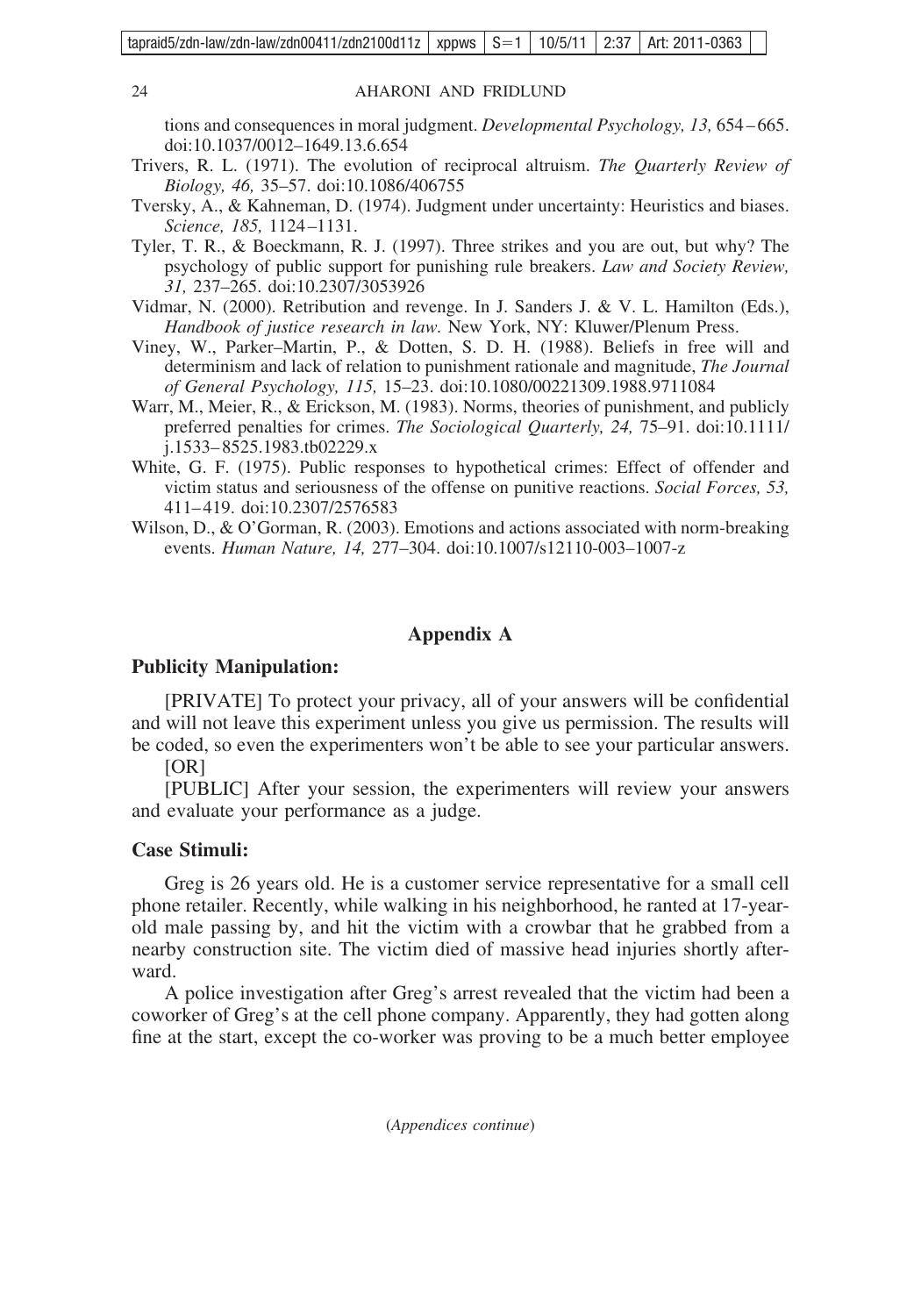tions and consequences in moral judgment. *Developmental Psychology, 13,* 654–665. doi:10.1037/0012–1649.13.6.654

Trivers, R. L. (1971). The evolution of reciprocal altruism. *The Quarterly Review of Biology, 46,* 35–57. doi:10.1086/406755

Tversky, A., & Kahneman, D. (1974). Judgment under uncertainty: Heuristics and biases. *Science, 185,* 1124–1131.

Tyler, T. R., & Boeckmann, R. J. (1997). Three strikes and you are out, but why? The psychology of public support for punishing rule breakers. *Law and Society Review, 31,* 237–265. doi:10.2307/3053926

Vidmar, N. (2000). Retribution and revenge. In J. Sanders J. & V. L. Hamilton (Eds.), *Handbook of justice research in law.* New York, NY: Kluwer/Plenum Press.

Viney, W., Parker–Martin, P., & Dotten, S. D. H. (1988). Beliefs in free will and determinism and lack of relation to punishment rationale and magnitude, *The Journal of General Psychology, 115,* 15–23. doi:10.1080/00221309.1988.9711084

Warr, M., Meier, R., & Erickson, M. (1983). Norms, theories of punishment, and publicly preferred penalties for crimes. *The Sociological Quarterly, 24,* 75–91. doi:10.1111/j.1533–8525.1983.tb02229.x

White, G. F. (1975). Public responses to hypothetical crimes: Effect of offender and victim status and seriousness of the offense on punitive reactions. *Social Forces, 53,* 411–419. doi:10.2307/2576583

Wilson, D., & O'Gorman, R. (2003). Emotions and actions associated with norm-breaking events. *Human Nature, 14,* 277–304. doi:10.1007/s12110-003–1007-z

## Appendix A

### Publicity Manipulation:

[PRIVATE] To protect your privacy, all of your answers will be confidential and will not leave this experiment unless you give us permission. The results will be coded, so even the experimenters won't be able to see your particular answers.

[OR]

[PUBLIC] After your session, the experimenters will review your answers and evaluate your performance as a judge.

### Case Stimuli:

Greg is 26 years old. He is a customer service representative for a small cell phone retailer. Recently, while walking in his neighborhood, he ranted at 17-year-old male passing by, and hit the victim with a crowbar that he grabbed from a nearby construction site. The victim died of massive head injuries shortly afterward.

A police investigation after Greg's arrest revealed that the victim had been a coworker of Greg's at the cell phone company. Apparently, they had gotten along fine at the start, except the co-worker was proving to be a much better employee

(*Appendices continue*)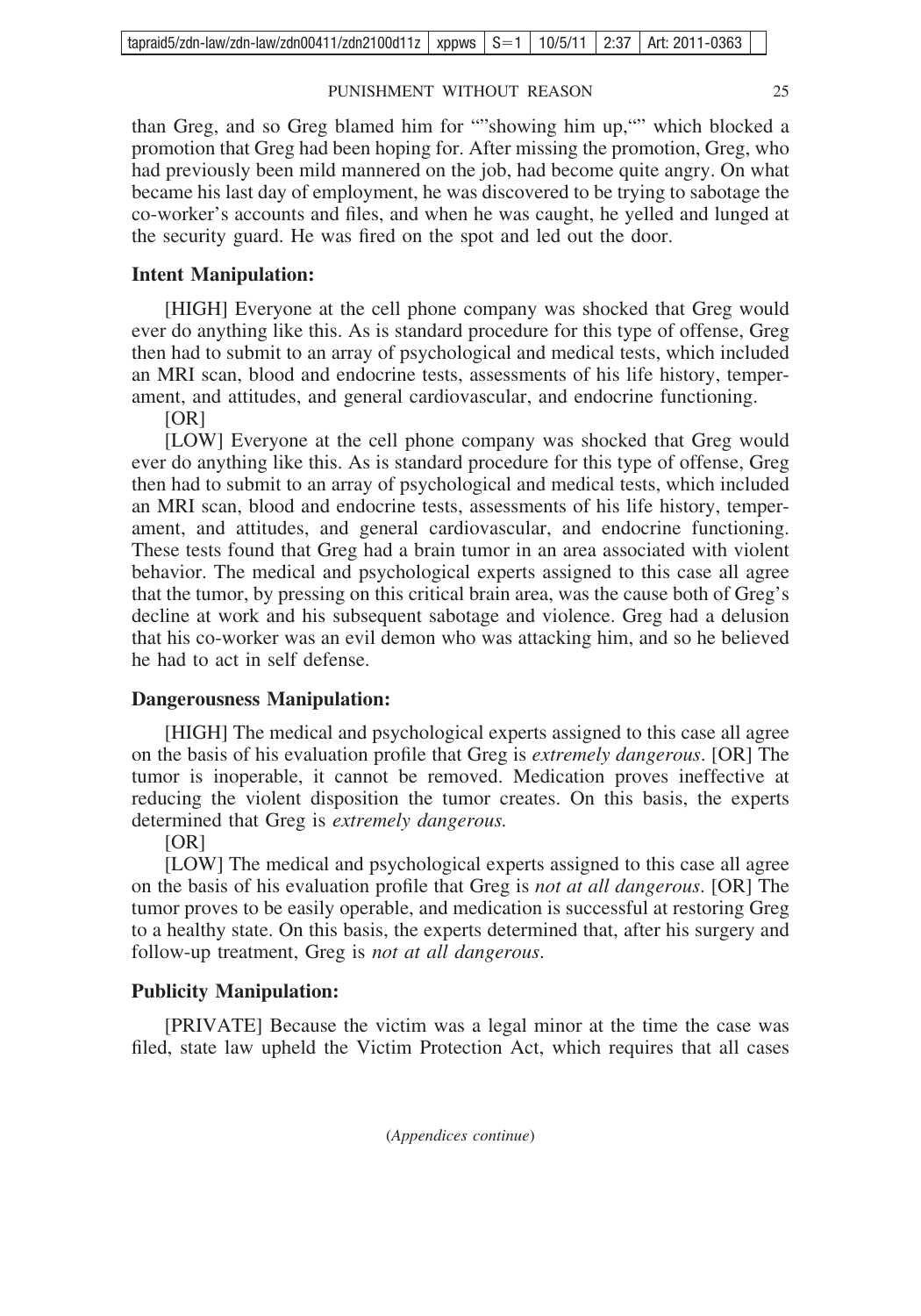than Greg, and so Greg blamed him for ""showing him up,"" which blocked a promotion that Greg had been hoping for. After missing the promotion, Greg, who had previously been mild mannered on the job, had become quite angry. On what became his last day of employment, he was discovered to be trying to sabotage the co-worker's accounts and files, and when he was caught, he yelled and lunged at the security guard. He was fired on the spot and led out the door.

**Intent Manipulation:**

[HIGH] Everyone at the cell phone company was shocked that Greg would ever do anything like this. As is standard procedure for this type of offense, Greg then had to submit to an array of psychological and medical tests, which included an MRI scan, blood and endocrine tests, assessments of his life history, temperament, and attitudes, and general cardiovascular, and endocrine functioning.

[OR]

[LOW] Everyone at the cell phone company was shocked that Greg would ever do anything like this. As is standard procedure for this type of offense, Greg then had to submit to an array of psychological and medical tests, which included an MRI scan, blood and endocrine tests, assessments of his life history, temperament, and attitudes, and general cardiovascular, and endocrine functioning. These tests found that Greg had a brain tumor in an area associated with violent behavior. The medical and psychological experts assigned to this case all agree that the tumor, by pressing on this critical brain area, was the cause both of Greg's decline at work and his subsequent sabotage and violence. Greg had a delusion that his co-worker was an evil demon who was attacking him, and so he believed he had to act in self defense.

**Dangerousness Manipulation:**

[HIGH] The medical and psychological experts assigned to this case all agree on the basis of his evaluation profile that Greg is *extremely dangerous*. [OR] The tumor is inoperable, it cannot be removed. Medication proves ineffective at reducing the violent disposition the tumor creates. On this basis, the experts determined that Greg is *extremely dangerous.*

[OR]

[LOW] The medical and psychological experts assigned to this case all agree on the basis of his evaluation profile that Greg is *not at all dangerous*. [OR] The tumor proves to be easily operable, and medication is successful at restoring Greg to a healthy state. On this basis, the experts determined that, after his surgery and follow-up treatment, Greg is *not at all dangerous*.

**Publicity Manipulation:**

[PRIVATE] Because the victim was a legal minor at the time the case was filed, state law upheld the Victim Protection Act, which requires that all cases

(*Appendices continue*)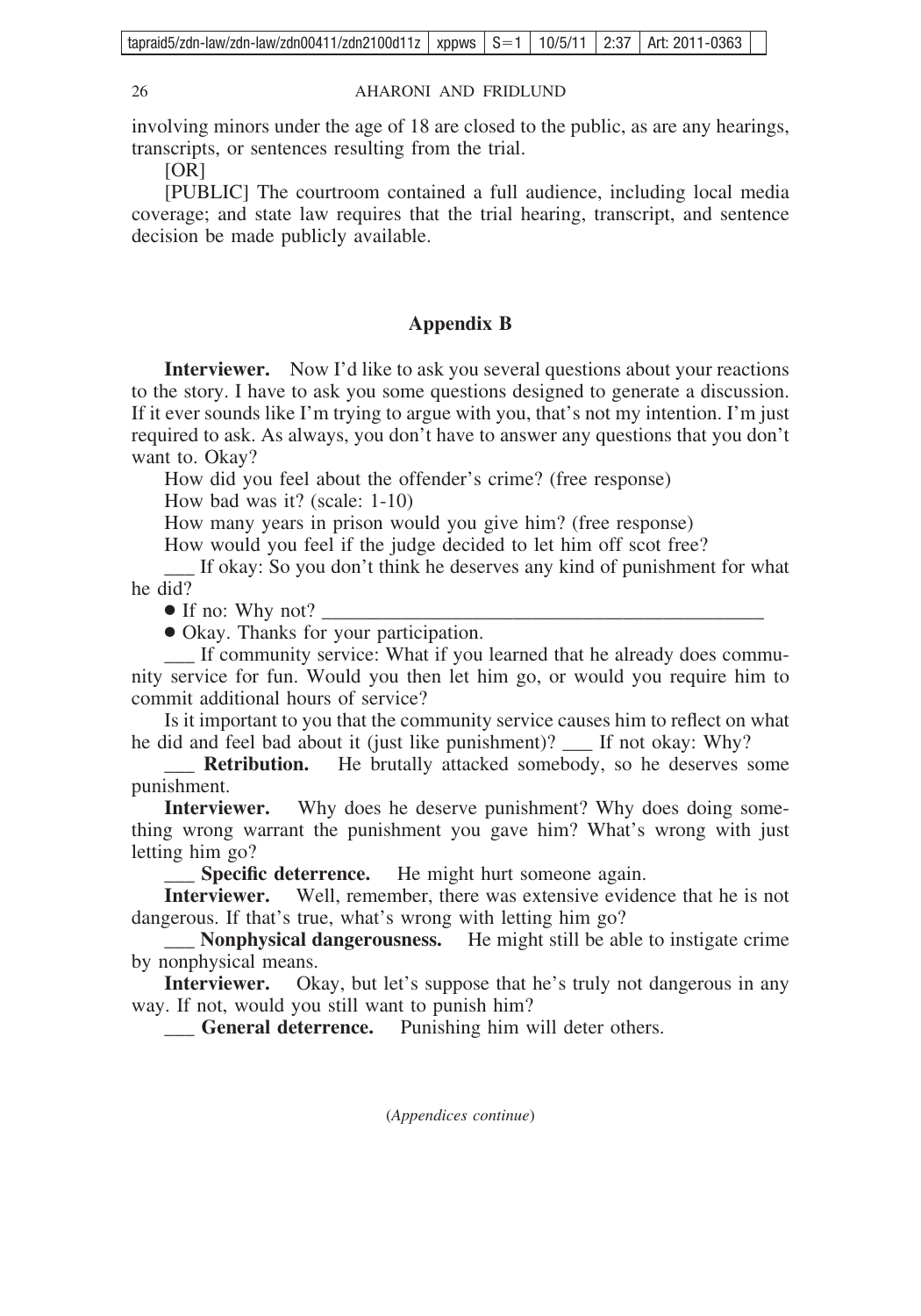involving minors under the age of 18 are closed to the public, as are any hearings, transcripts, or sentences resulting from the trial.

[OR]

[PUBLIC] The courtroom contained a full audience, including local media coverage; and state law requires that the trial hearing, transcript, and sentence decision be made publicly available.

## Appendix B

**Interviewer.** Now I'd like to ask you several questions about your reactions to the story. I have to ask you some questions designed to generate a discussion. If it ever sounds like I'm trying to argue with you, that's not my intention. I'm just required to ask. As always, you don't have to answer any questions that you don't want to. Okay?

How did you feel about the offender's crime? (free response)

How bad was it? (scale: 1-10)

How many years in prison would you give him? (free response)

How would you feel if the judge decided to let him off scot free?

___ If okay: So you don't think he deserves any kind of punishment for what he did?

- If no: Why not? ____________________________________________
- Okay. Thanks for your participation.

___ If community service: What if you learned that he already does community service for fun. Would you then let him go, or would you require him to commit additional hours of service?

Is it important to you that the community service causes him to reflect on what he did and feel bad about it (just like punishment)? ___ If not okay: Why?

___ **Retribution.** He brutally attacked somebody, so he deserves some punishment.

**Interviewer.** Why does he deserve punishment? Why does doing something wrong warrant the punishment you gave him? What's wrong with just letting him go?

___ **Specific deterrence.** He might hurt someone again.

**Interviewer.** Well, remember, there was extensive evidence that he is not dangerous. If that's true, what's wrong with letting him go?

___ **Nonphysical dangerousness.** He might still be able to instigate crime by nonphysical means.

**Interviewer.** Okay, but let's suppose that he's truly not dangerous in any way. If not, would you still want to punish him?

___ **General deterrence.** Punishing him will deter others.

(*Appendices continue*)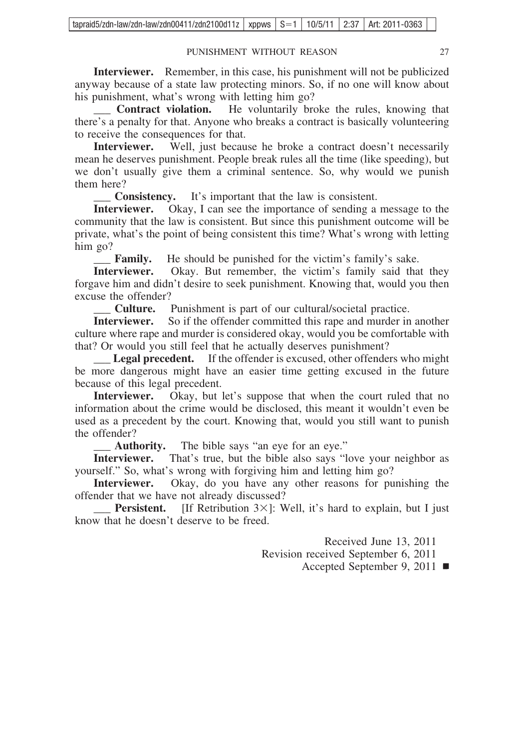**Interviewer.** Remember, in this case, his punishment will not be publicized anyway because of a state law protecting minors. So, if no one will know about his punishment, what's wrong with letting him go?

___ **Contract violation.** He voluntarily broke the rules, knowing that there's a penalty for that. Anyone who breaks a contract is basically volunteering to receive the consequences for that.

**Interviewer.** Well, just because he broke a contract doesn't necessarily mean he deserves punishment. People break rules all the time (like speeding), but we don't usually give them a criminal sentence. So, why would we punish them here?

___ **Consistency.** It's important that the law is consistent.

**Interviewer.** Okay, I can see the importance of sending a message to the community that the law is consistent. But since this punishment outcome will be private, what's the point of being consistent this time? What's wrong with letting him go?

___ **Family.** He should be punished for the victim's family's sake.

**Interviewer.** Okay. But remember, the victim's family said that they forgave him and didn't desire to seek punishment. Knowing that, would you then excuse the offender?

___ **Culture.** Punishment is part of our cultural/societal practice.

**Interviewer.** So if the offender committed this rape and murder in another culture where rape and murder is considered okay, would you be comfortable with that? Or would you still feel that he actually deserves punishment?

___ **Legal precedent.** If the offender is excused, other offenders who might be more dangerous might have an easier time getting excused in the future because of this legal precedent.

**Interviewer.** Okay, but let's suppose that when the court ruled that no information about the crime would be disclosed, this meant it wouldn't even be used as a precedent by the court. Knowing that, would you still want to punish the offender?

___ **Authority.** The bible says "an eye for an eye."

**Interviewer.** That's true, but the bible also says "love your neighbor as yourself." So, what's wrong with forgiving him and letting him go?

**Interviewer.** Okay, do you have any other reasons for punishing the offender that we have not already discussed?

___ **Persistent.** [If Retribution 3×]: Well, it's hard to explain, but I just know that he doesn't deserve to be freed.

Received June 13, 2011
Revision received September 6, 2011
Accepted September 9, 2011 ■